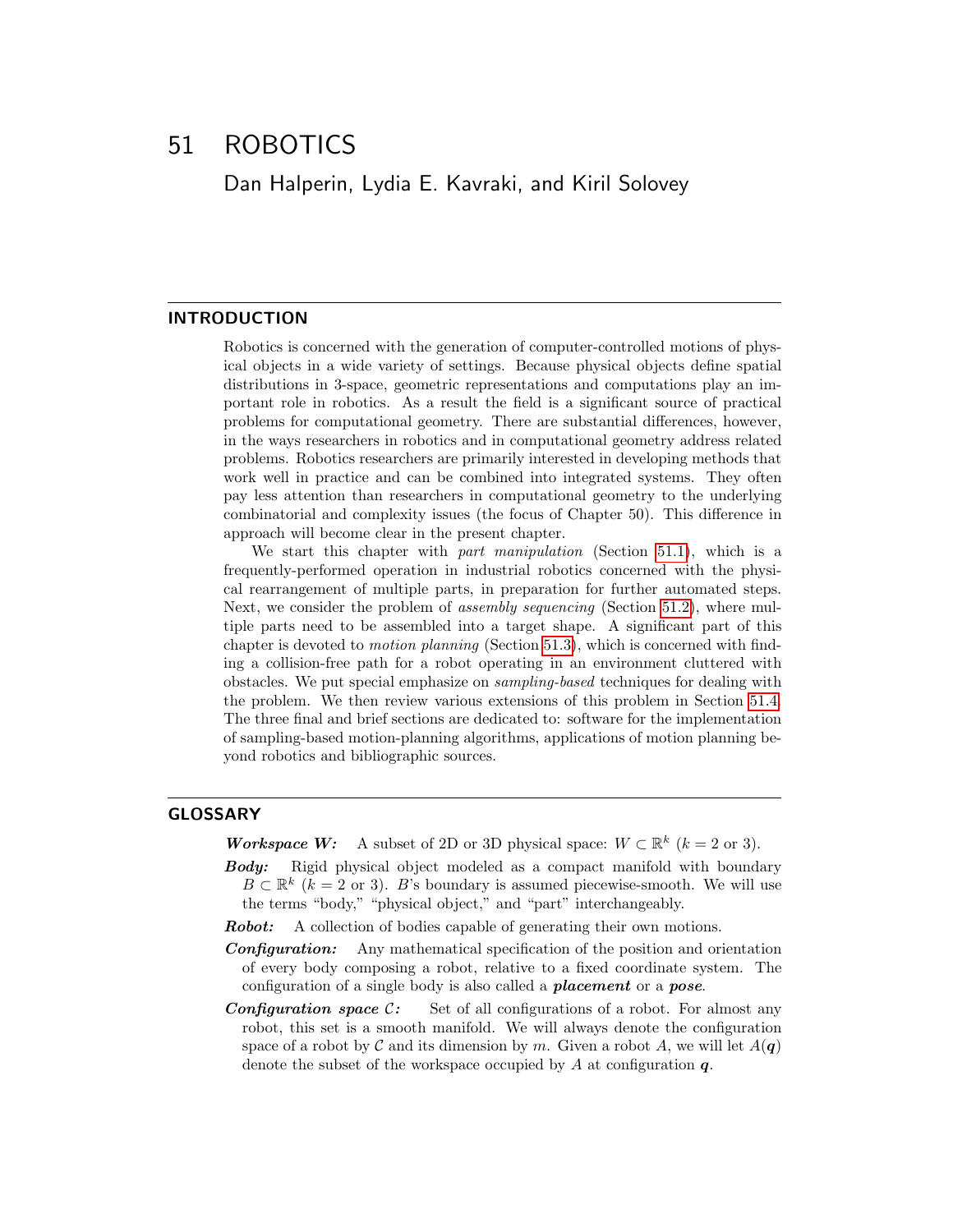# 51 ROBOTICS

Dan Halperin, Lydia E. Kavraki, and Kiril Solovey

## INTRODUCTION

Robotics is concerned with the generation of computer-controlled motions of physical objects in a wide variety of settings. Because physical objects define spatial distributions in 3-space, geometric representations and computations play an important role in robotics. As a result the field is a significant source of practical problems for computational geometry. There are substantial differences, however, in the ways researchers in robotics and in computational geometry address related problems. Robotics researchers are primarily interested in developing methods that work well in practice and can be combined into integrated systems. They often pay less attention than researchers in computational geometry to the underlying combinatorial and complexity issues (the focus of Chapter 50). This difference in approach will become clear in the present chapter.

We start this chapter with *part manipulation* (Section 51.1), which is a frequently-performed operation in industrial robotics concerned with the physical rearrangement of multiple parts, in preparation for further automated steps. Next, we consider the problem of *assembly sequencing* (Section 51.2), where multiple parts need to be assembled into a target shape. A significant part of this chapter is devoted to *motion planning* (Section 51.3), which is concerned with finding a collision-free path for a robot operating in an environment cluttered with obstacles. We put special emphasize on *sampling-based* techniques for dealing with the problem. We then review various extensions of this problem in Section 51.4. The three final and brief sections are dedicated to: software for the implementation of sampling-based motion-planning algorithms, applications of motion planning beyond robotics and bibliographic sources.

## GLOSSARY

***Workspace W:*** A subset of 2D or 3D physical space: $W \subset \mathbb{R}^k$ ($k = 2$ or 3).

***Body:*** Rigid physical object modeled as a compact manifold with boundary $B \subset \mathbb{R}^k$ ($k = 2$ or 3). $B$'s boundary is assumed piecewise-smooth. We will use the terms "body," "physical object," and "part" interchangeably.

***Robot:*** A collection of bodies capable of generating their own motions.

***Configuration:*** Any mathematical specification of the position and orientation of every body composing a robot, relative to a fixed coordinate system. The configuration of a single body is also called a ***placement*** or a ***pose***.

***Configuration space*** $\mathcal{C}$***:*** Set of all configurations of a robot. For almost any robot, this set is a smooth manifold. We will always denote the configuration space of a robot by $\mathcal{C}$ and its dimension by $m$. Given a robot $A$, we will let $A(\boldsymbol{q})$ denote the subset of the workspace occupied by $A$ at configuration $\boldsymbol{q}$.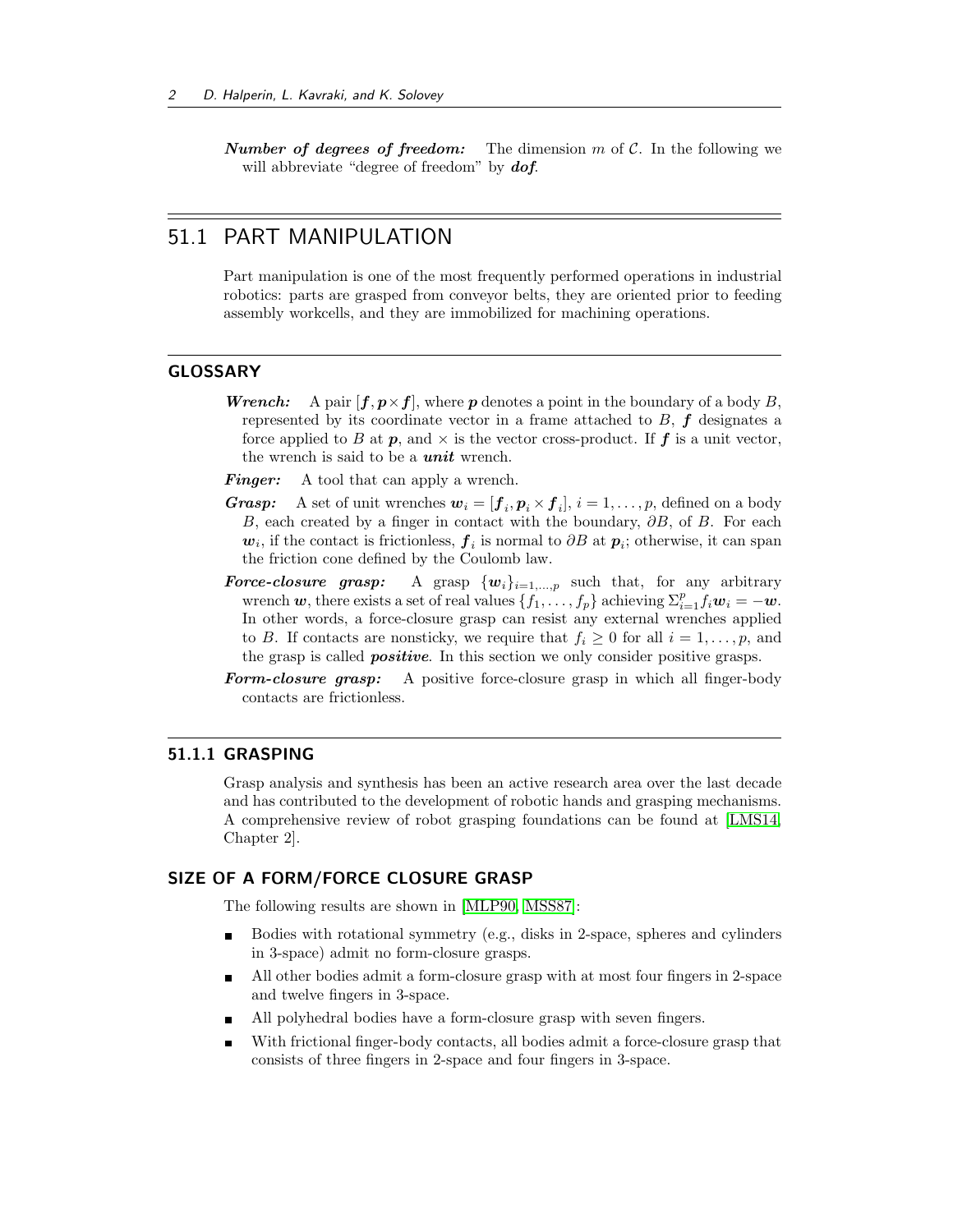***Number of degrees of freedom:*** The dimension $m$ of $\mathcal{C}$. In the following we will abbreviate "degree of freedom" by ***dof***.

# 51.1 PART MANIPULATION

Part manipulation is one of the most frequently performed operations in industrial robotics: parts are grasped from conveyor belts, they are oriented prior to feeding assembly workcells, and they are immobilized for machining operations.

## GLOSSARY

***Wrench:*** A pair $[\boldsymbol{f}, \boldsymbol{p} \times \boldsymbol{f}]$, where $\boldsymbol{p}$ denotes a point in the boundary of a body $B$, represented by its coordinate vector in a frame attached to $B$, $\boldsymbol{f}$ designates a force applied to $B$ at $\boldsymbol{p}$, and $\times$ is the vector cross-product. If $\boldsymbol{f}$ is a unit vector, the wrench is said to be a ***unit*** wrench.

***Finger:*** A tool that can apply a wrench.

***Grasp:*** A set of unit wrenches $\boldsymbol{w}_i = [\boldsymbol{f}_i, \boldsymbol{p}_i \times \boldsymbol{f}_i]$, $i = 1, \ldots, p$, defined on a body $B$, each created by a finger in contact with the boundary, $\partial B$, of $B$. For each $\boldsymbol{w}_i$, if the contact is frictionless, $\boldsymbol{f}_i$ is normal to $\partial B$ at $\boldsymbol{p}_i$; otherwise, it can span the friction cone defined by the Coulomb law.

***Force-closure grasp:*** A grasp $\{\boldsymbol{w}_i\}_{i=1,\ldots,p}$ such that, for any arbitrary wrench $\boldsymbol{w}$, there exists a set of real values $\{f_1, \ldots, f_p\}$ achieving $\Sigma_{i=1}^{p} f_i \boldsymbol{w}_i = -\boldsymbol{w}$. In other words, a force-closure grasp can resist any external wrenches applied to $B$. If contacts are nonsticky, we require that $f_i \geq 0$ for all $i = 1, \ldots, p$, and the grasp is called ***positive***. In this section we only consider positive grasps.

***Form-closure grasp:*** A positive force-closure grasp in which all finger-body contacts are frictionless.

## 51.1.1 GRASPING

Grasp analysis and synthesis has been an active research area over the last decade and has contributed to the development of robotic hands and grasping mechanisms. A comprehensive review of robot grasping foundations can be found at [LMS14, Chapter 2].

### SIZE OF A FORM/FORCE CLOSURE GRASP

The following results are shown in [MLP90, MSS87]:

- Bodies with rotational symmetry (e.g., disks in 2-space, spheres and cylinders in 3-space) admit no form-closure grasps.
- All other bodies admit a form-closure grasp with at most four fingers in 2-space and twelve fingers in 3-space.
- All polyhedral bodies have a form-closure grasp with seven fingers.
- With frictional finger-body contacts, all bodies admit a force-closure grasp that consists of three fingers in 2-space and four fingers in 3-space.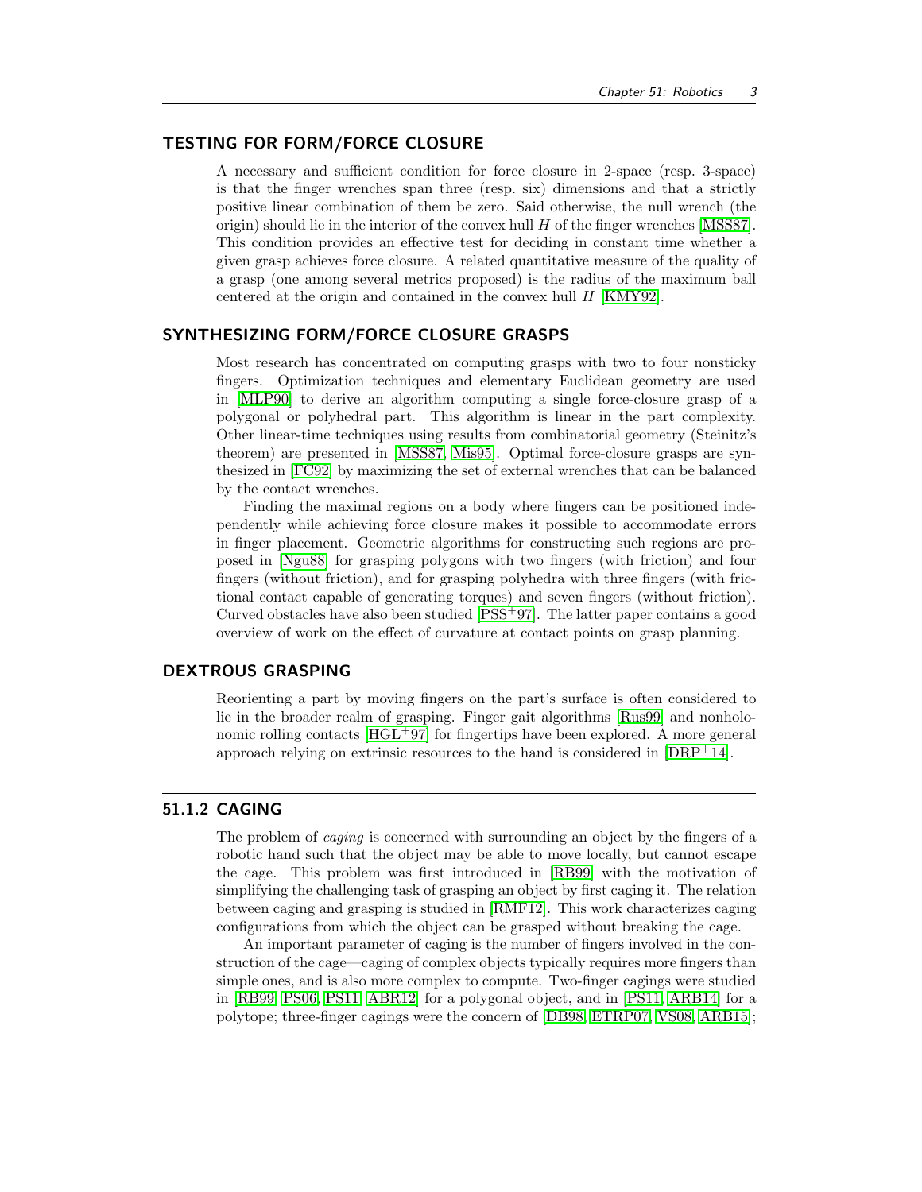### TESTING FOR FORM/FORCE CLOSURE

A necessary and sufficient condition for force closure in 2-space (resp. 3-space) is that the finger wrenches span three (resp. six) dimensions and that a strictly positive linear combination of them be zero. Said otherwise, the null wrench (the origin) should lie in the interior of the convex hull $H$ of the finger wrenches [MSS87]. This condition provides an effective test for deciding in constant time whether a given grasp achieves force closure. A related quantitative measure of the quality of a grasp (one among several metrics proposed) is the radius of the maximum ball centered at the origin and contained in the convex hull $H$ [KMY92].

### SYNTHESIZING FORM/FORCE CLOSURE GRASPS

Most research has concentrated on computing grasps with two to four nonsticky fingers. Optimization techniques and elementary Euclidean geometry are used in [MLP90] to derive an algorithm computing a single force-closure grasp of a polygonal or polyhedral part. This algorithm is linear in the part complexity. Other linear-time techniques using results from combinatorial geometry (Steinitz's theorem) are presented in [MSS87, Mis95]. Optimal force-closure grasps are synthesized in [FC92] by maximizing the set of external wrenches that can be balanced by the contact wrenches.

Finding the maximal regions on a body where fingers can be positioned independently while achieving force closure makes it possible to accommodate errors in finger placement. Geometric algorithms for constructing such regions are proposed in [Ngu88] for grasping polygons with two fingers (with friction) and four fingers (without friction), and for grasping polyhedra with three fingers (with frictional contact capable of generating torques) and seven fingers (without friction). Curved obstacles have also been studied [PSS+97]. The latter paper contains a good overview of work on the effect of curvature at contact points on grasp planning.

### DEXTROUS GRASPING

Reorienting a part by moving fingers on the part's surface is often considered to lie in the broader realm of grasping. Finger gait algorithms [Rus99] and nonholonomic rolling contacts [HGL+97] for fingertips have been explored. A more general approach relying on extrinsic resources to the hand is considered in [DRP+14].

## 51.1.2 CAGING

The problem of *caging* is concerned with surrounding an object by the fingers of a robotic hand such that the object may be able to move locally, but cannot escape the cage. This problem was first introduced in [RB99] with the motivation of simplifying the challenging task of grasping an object by first caging it. The relation between caging and grasping is studied in [RMF12]. This work characterizes caging configurations from which the object can be grasped without breaking the cage.

An important parameter of caging is the number of fingers involved in the construction of the cage—caging of complex objects typically requires more fingers than simple ones, and is also more complex to compute. Two-finger cagings were studied in [RB99, PS06, PS11, ABR12] for a polygonal object, and in [PS11, ARB14] for a polytope; three-finger cagings were the concern of [DB98, ETRP07, VS08, ARB15];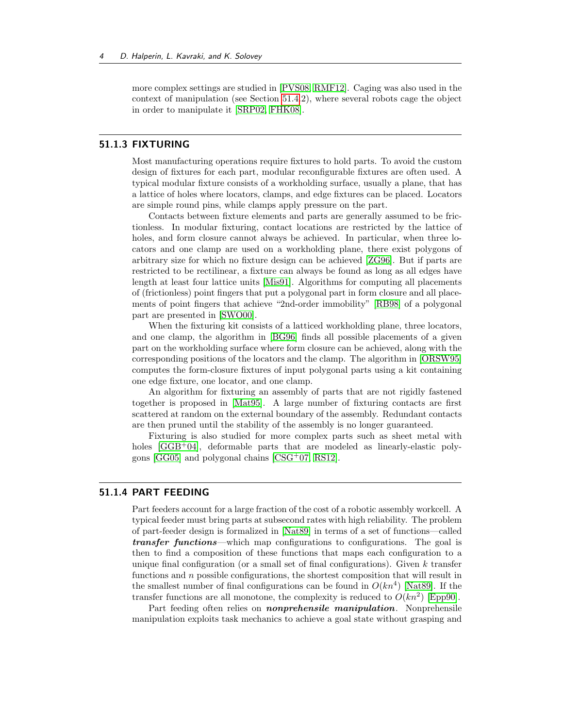more complex settings are studied in [PVS08, RMF12]. Caging was also used in the context of manipulation (see Section 51.4.2), where several robots cage the object in order to manipulate it [SRP02, FHK08].

### 51.1.3 FIXTURING

Most manufacturing operations require fixtures to hold parts. To avoid the custom design of fixtures for each part, modular reconfigurable fixtures are often used. A typical modular fixture consists of a workholding surface, usually a plane, that has a lattice of holes where locators, clamps, and edge fixtures can be placed. Locators are simple round pins, while clamps apply pressure on the part.

Contacts between fixture elements and parts are generally assumed to be frictionless. In modular fixturing, contact locations are restricted by the lattice of holes, and form closure cannot always be achieved. In particular, when three locators and one clamp are used on a workholding plane, there exist polygons of arbitrary size for which no fixture design can be achieved [ZG96]. But if parts are restricted to be rectilinear, a fixture can always be found as long as all edges have length at least four lattice units [Mis91]. Algorithms for computing all placements of (frictionless) point fingers that put a polygonal part in form closure and all placements of point fingers that achieve "2nd-order immobility" [RB98] of a polygonal part are presented in [SWO00].

When the fixturing kit consists of a latticed workholding plane, three locators, and one clamp, the algorithm in [BG96] finds all possible placements of a given part on the workholding surface where form closure can be achieved, along with the corresponding positions of the locators and the clamp. The algorithm in [ORSW95] computes the form-closure fixtures of input polygonal parts using a kit containing one edge fixture, one locator, and one clamp.

An algorithm for fixturing an assembly of parts that are not rigidly fastened together is proposed in [Mat95]. A large number of fixturing contacts are first scattered at random on the external boundary of the assembly. Redundant contacts are then pruned until the stability of the assembly is no longer guaranteed.

Fixturing is also studied for more complex parts such as sheet metal with holes [GGB+04], deformable parts that are modeled as linearly-elastic polygons [GG05] and polygonal chains [CSG+07, RS12].

### 51.1.4 PART FEEDING

Part feeders account for a large fraction of the cost of a robotic assembly workcell. A typical feeder must bring parts at subsecond rates with high reliability. The problem of part-feeder design is formalized in [Nat89] in terms of a set of functions—called ***transfer functions***—which map configurations to configurations. The goal is then to find a composition of these functions that maps each configuration to a unique final configuration (or a small set of final configurations). Given $k$ transfer functions and $n$ possible configurations, the shortest composition that will result in the smallest number of final configurations can be found in $O(kn^4)$ [Nat89]. If the transfer functions are all monotone, the complexity is reduced to $O(kn^2)$ [Epp90].

Part feeding often relies on ***nonprehensile manipulation***. Nonprehensile manipulation exploits task mechanics to achieve a goal state without grasping and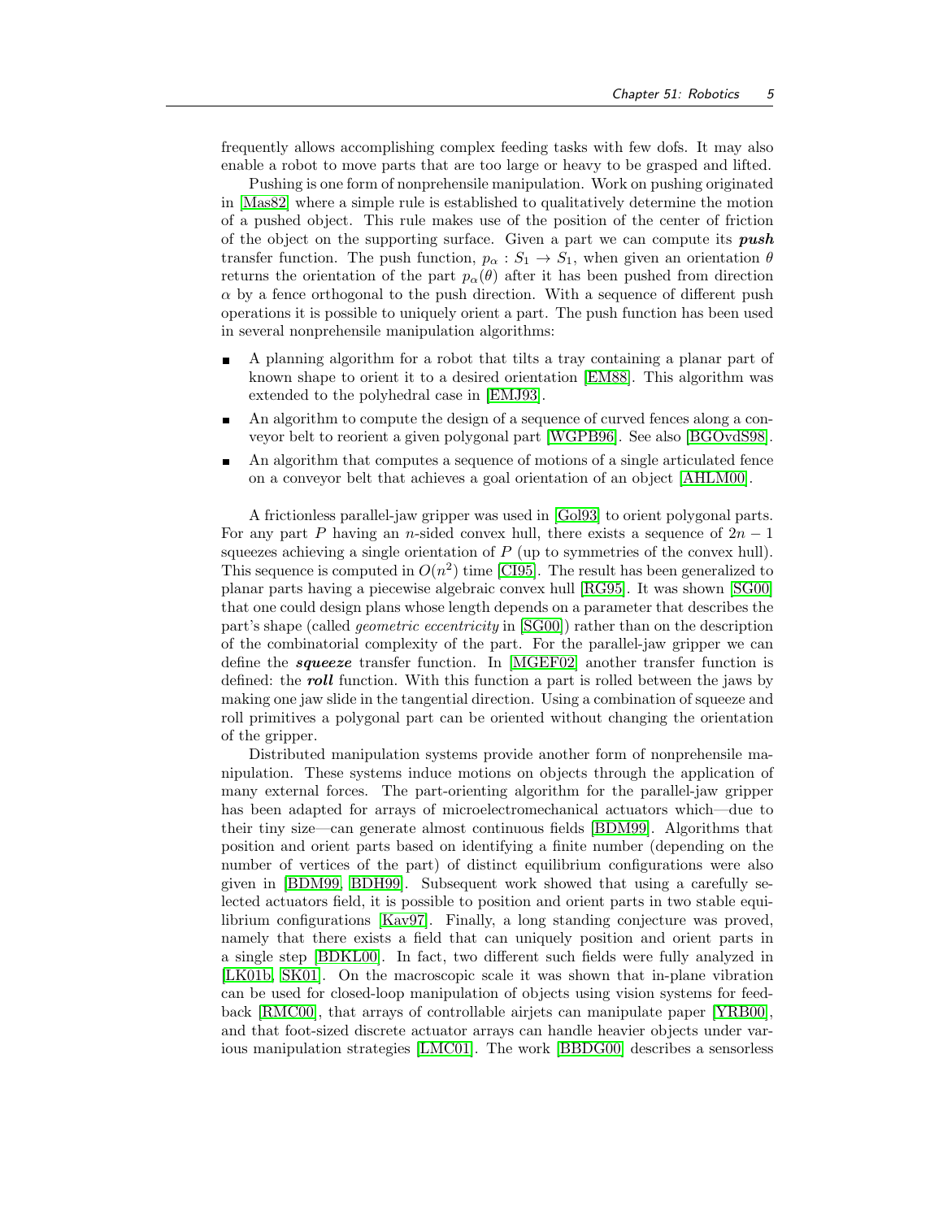frequently allows accomplishing complex feeding tasks with few dofs. It may also enable a robot to move parts that are too large or heavy to be grasped and lifted.

Pushing is one form of nonprehensile manipulation. Work on pushing originated in [Mas82] where a simple rule is established to qualitatively determine the motion of a pushed object. This rule makes use of the position of the center of friction of the object on the supporting surface. Given a part we can compute its ***push*** transfer function. The push function, $p_\alpha : S_1 \to S_1$, when given an orientation $\theta$ returns the orientation of the part $p_\alpha(\theta)$ after it has been pushed from direction $\alpha$ by a fence orthogonal to the push direction. With a sequence of different push operations it is possible to uniquely orient a part. The push function has been used in several nonprehensile manipulation algorithms:

- A planning algorithm for a robot that tilts a tray containing a planar part of known shape to orient it to a desired orientation [EM88]. This algorithm was extended to the polyhedral case in [EMJ93].
- An algorithm to compute the design of a sequence of curved fences along a conveyor belt to reorient a given polygonal part [WGPB96]. See also [BGOvdS98].
- An algorithm that computes a sequence of motions of a single articulated fence on a conveyor belt that achieves a goal orientation of an object [AHLM00].

A frictionless parallel-jaw gripper was used in [Gol93] to orient polygonal parts. For any part $P$ having an $n$-sided convex hull, there exists a sequence of $2n-1$ squeezes achieving a single orientation of $P$ (up to symmetries of the convex hull). This sequence is computed in $O(n^2)$ time [CI95]. The result has been generalized to planar parts having a piecewise algebraic convex hull [RG95]. It was shown [SG00] that one could design plans whose length depends on a parameter that describes the part's shape (called *geometric eccentricity* in [SG00]) rather than on the description of the combinatorial complexity of the part. For the parallel-jaw gripper we can define the ***squeeze*** transfer function. In [MGEF02] another transfer function is defined: the ***roll*** function. With this function a part is rolled between the jaws by making one jaw slide in the tangential direction. Using a combination of squeeze and roll primitives a polygonal part can be oriented without changing the orientation of the gripper.

Distributed manipulation systems provide another form of nonprehensile manipulation. These systems induce motions on objects through the application of many external forces. The part-orienting algorithm for the parallel-jaw gripper has been adapted for arrays of microelectromechanical actuators which—due to their tiny size—can generate almost continuous fields [BDM99]. Algorithms that position and orient parts based on identifying a finite number (depending on the number of vertices of the part) of distinct equilibrium configurations were also given in [BDM99, BDH99]. Subsequent work showed that using a carefully selected actuators field, it is possible to position and orient parts in two stable equilibrium configurations [Kav97]. Finally, a long standing conjecture was proved, namely that there exists a field that can uniquely position and orient parts in a single step [BDKL00]. In fact, two different such fields were fully analyzed in [LK01b, SK01]. On the macroscopic scale it was shown that in-plane vibration can be used for closed-loop manipulation of objects using vision systems for feedback [RMC00], that arrays of controllable airjets can manipulate paper [YRB00], and that foot-sized discrete actuator arrays can handle heavier objects under various manipulation strategies [LMC01]. The work [BBDG00] describes a sensorless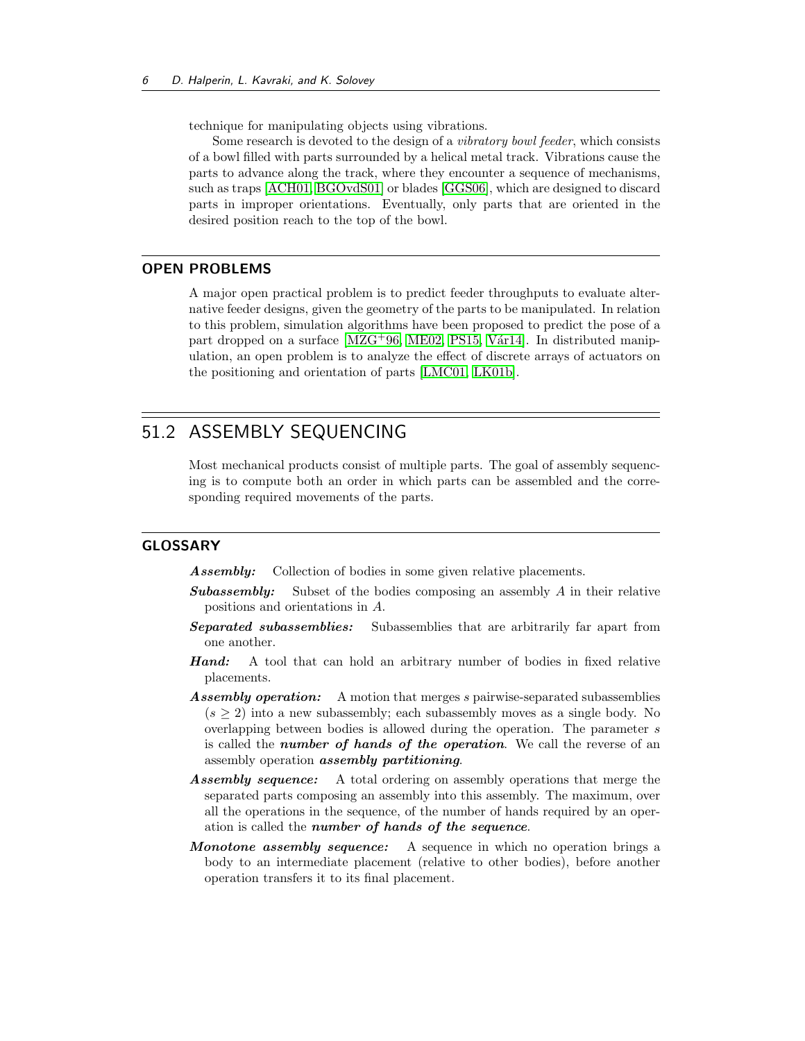technique for manipulating objects using vibrations.

Some research is devoted to the design of a *vibratory bowl feeder*, which consists of a bowl filled with parts surrounded by a helical metal track. Vibrations cause the parts to advance along the track, where they encounter a sequence of mechanisms, such as traps [ACH01, BGOvdS01] or blades [GGS06], which are designed to discard parts in improper orientations. Eventually, only parts that are oriented in the desired position reach to the top of the bowl.

### OPEN PROBLEMS

A major open practical problem is to predict feeder throughputs to evaluate alternative feeder designs, given the geometry of the parts to be manipulated. In relation to this problem, simulation algorithms have been proposed to predict the pose of a part dropped on a surface [MZG+96, ME02, PS15, Vár14]. In distributed manipulation, an open problem is to analyze the effect of discrete arrays of actuators on the positioning and orientation of parts [LMC01, LK01b].

## 51.2 ASSEMBLY SEQUENCING

Most mechanical products consist of multiple parts. The goal of assembly sequencing is to compute both an order in which parts can be assembled and the corresponding required movements of the parts.

### GLOSSARY

***Assembly:*** Collection of bodies in some given relative placements.

***Subassembly:*** Subset of the bodies composing an assembly $A$ in their relative positions and orientations in $A$.

***Separated subassemblies:*** Subassemblies that are arbitrarily far apart from one another.

***Hand:*** A tool that can hold an arbitrary number of bodies in fixed relative placements.

***Assembly operation:*** A motion that merges $s$ pairwise-separated subassemblies ($s \geq 2$) into a new subassembly; each subassembly moves as a single body. No overlapping between bodies is allowed during the operation. The parameter $s$ is called the ***number of hands of the operation***. We call the reverse of an assembly operation ***assembly partitioning***.

***Assembly sequence:*** A total ordering on assembly operations that merge the separated parts composing an assembly into this assembly. The maximum, over all the operations in the sequence, of the number of hands required by an operation is called the ***number of hands of the sequence***.

***Monotone assembly sequence:*** A sequence in which no operation brings a body to an intermediate placement (relative to other bodies), before another operation transfers it to its final placement.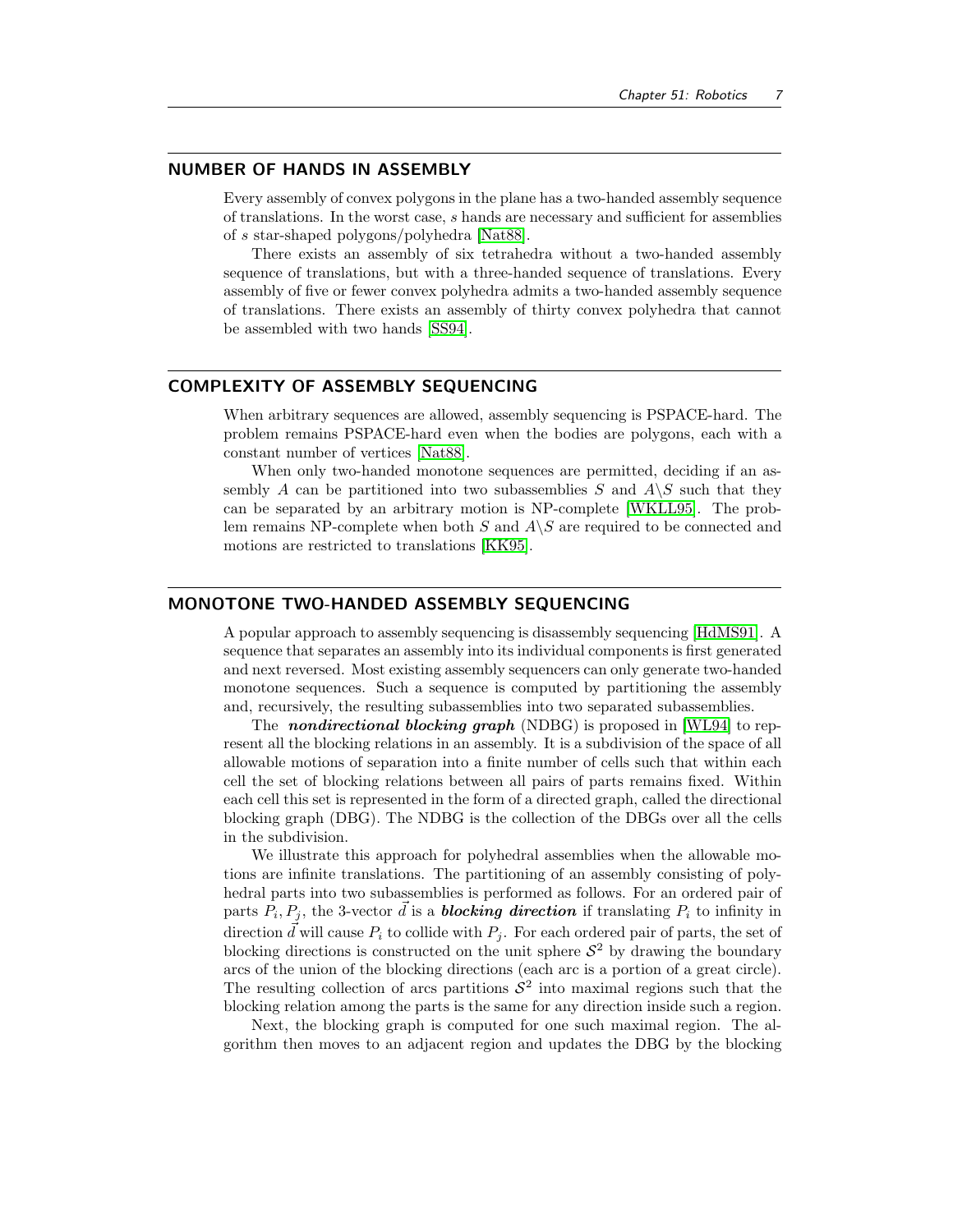## NUMBER OF HANDS IN ASSEMBLY

Every assembly of convex polygons in the plane has a two-handed assembly sequence of translations. In the worst case, $s$ hands are necessary and sufficient for assemblies of $s$ star-shaped polygons/polyhedra [Nat88].

There exists an assembly of six tetrahedra without a two-handed assembly sequence of translations, but with a three-handed sequence of translations. Every assembly of five or fewer convex polyhedra admits a two-handed assembly sequence of translations. There exists an assembly of thirty convex polyhedra that cannot be assembled with two hands [SS94].

## COMPLEXITY OF ASSEMBLY SEQUENCING

When arbitrary sequences are allowed, assembly sequencing is PSPACE-hard. The problem remains PSPACE-hard even when the bodies are polygons, each with a constant number of vertices [Nat88].

When only two-handed monotone sequences are permitted, deciding if an assembly $A$ can be partitioned into two subassemblies $S$ and $A\backslash S$ such that they can be separated by an arbitrary motion is NP-complete [WKLL95]. The problem remains NP-complete when both $S$ and $A\backslash S$ are required to be connected and motions are restricted to translations [KK95].

## MONOTONE TWO-HANDED ASSEMBLY SEQUENCING

A popular approach to assembly sequencing is disassembly sequencing [HdMS91]. A sequence that separates an assembly into its individual components is first generated and next reversed. Most existing assembly sequencers can only generate two-handed monotone sequences. Such a sequence is computed by partitioning the assembly and, recursively, the resulting subassemblies into two separated subassemblies.

The ***nondirectional blocking graph*** (NDBG) is proposed in [WL94] to represent all the blocking relations in an assembly. It is a subdivision of the space of all allowable motions of separation into a finite number of cells such that within each cell the set of blocking relations between all pairs of parts remains fixed. Within each cell this set is represented in the form of a directed graph, called the directional blocking graph (DBG). The NDBG is the collection of the DBGs over all the cells in the subdivision.

We illustrate this approach for polyhedral assemblies when the allowable motions are infinite translations. The partitioning of an assembly consisting of polyhedral parts into two subassemblies is performed as follows. For an ordered pair of parts $P_i, P_j$, the 3-vector $\vec{d}$ is a ***blocking direction*** if translating $P_i$ to infinity in direction $\vec{d}$ will cause $P_i$ to collide with $P_j$. For each ordered pair of parts, the set of blocking directions is constructed on the unit sphere $\mathcal{S}^2$ by drawing the boundary arcs of the union of the blocking directions (each arc is a portion of a great circle). The resulting collection of arcs partitions $\mathcal{S}^2$ into maximal regions such that the blocking relation among the parts is the same for any direction inside such a region.

Next, the blocking graph is computed for one such maximal region. The algorithm then moves to an adjacent region and updates the DBG by the blocking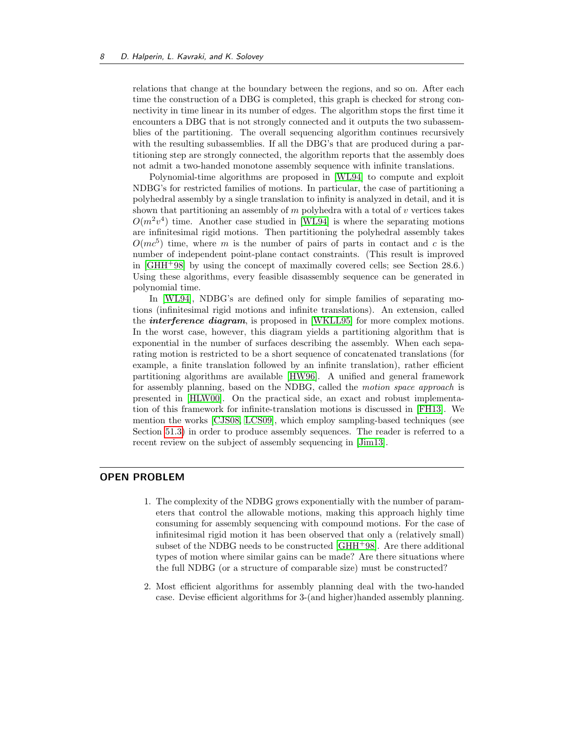relations that change at the boundary between the regions, and so on. After each time the construction of a DBG is completed, this graph is checked for strong connectivity in time linear in its number of edges. The algorithm stops the first time it encounters a DBG that is not strongly connected and it outputs the two subassemblies of the partitioning. The overall sequencing algorithm continues recursively with the resulting subassemblies. If all the DBG's that are produced during a partitioning step are strongly connected, the algorithm reports that the assembly does not admit a two-handed monotone assembly sequence with infinite translations.

Polynomial-time algorithms are proposed in [WL94] to compute and exploit NDBG's for restricted families of motions. In particular, the case of partitioning a polyhedral assembly by a single translation to infinity is analyzed in detail, and it is shown that partitioning an assembly of $m$ polyhedra with a total of $v$ vertices takes $O(m^2v^4)$ time. Another case studied in [WL94] is where the separating motions are infinitesimal rigid motions. Then partitioning the polyhedral assembly takes $O(mc^5)$ time, where $m$ is the number of pairs of parts in contact and $c$ is the number of independent point-plane contact constraints. (This result is improved in [GHH+98] by using the concept of maximally covered cells; see Section 28.6.) Using these algorithms, every feasible disassembly sequence can be generated in polynomial time.

In [WL94], NDBG's are defined only for simple families of separating motions (infinitesimal rigid motions and infinite translations). An extension, called the ***interference diagram***, is proposed in [WKLL95] for more complex motions. In the worst case, however, this diagram yields a partitioning algorithm that is exponential in the number of surfaces describing the assembly. When each separating motion is restricted to be a short sequence of concatenated translations (for example, a finite translation followed by an infinite translation), rather efficient partitioning algorithms are available [HW96]. A unified and general framework for assembly planning, based on the NDBG, called the *motion space approach* is presented in [HLW00]. On the practical side, an exact and robust implementation of this framework for infinite-translation motions is discussed in [FH13]. We mention the works [CJS08, LCS09], which employ sampling-based techniques (see Section 51.3) in order to produce assembly sequences. The reader is referred to a recent review on the subject of assembly sequencing in [Jim13].

## OPEN PROBLEM

1. The complexity of the NDBG grows exponentially with the number of parameters that control the allowable motions, making this approach highly time consuming for assembly sequencing with compound motions. For the case of infinitesimal rigid motion it has been observed that only a (relatively small) subset of the NDBG needs to be constructed [GHH+98]. Are there additional types of motion where similar gains can be made? Are there situations where the full NDBG (or a structure of comparable size) must be constructed?

2. Most efficient algorithms for assembly planning deal with the two-handed case. Devise efficient algorithms for 3-(and higher)handed assembly planning.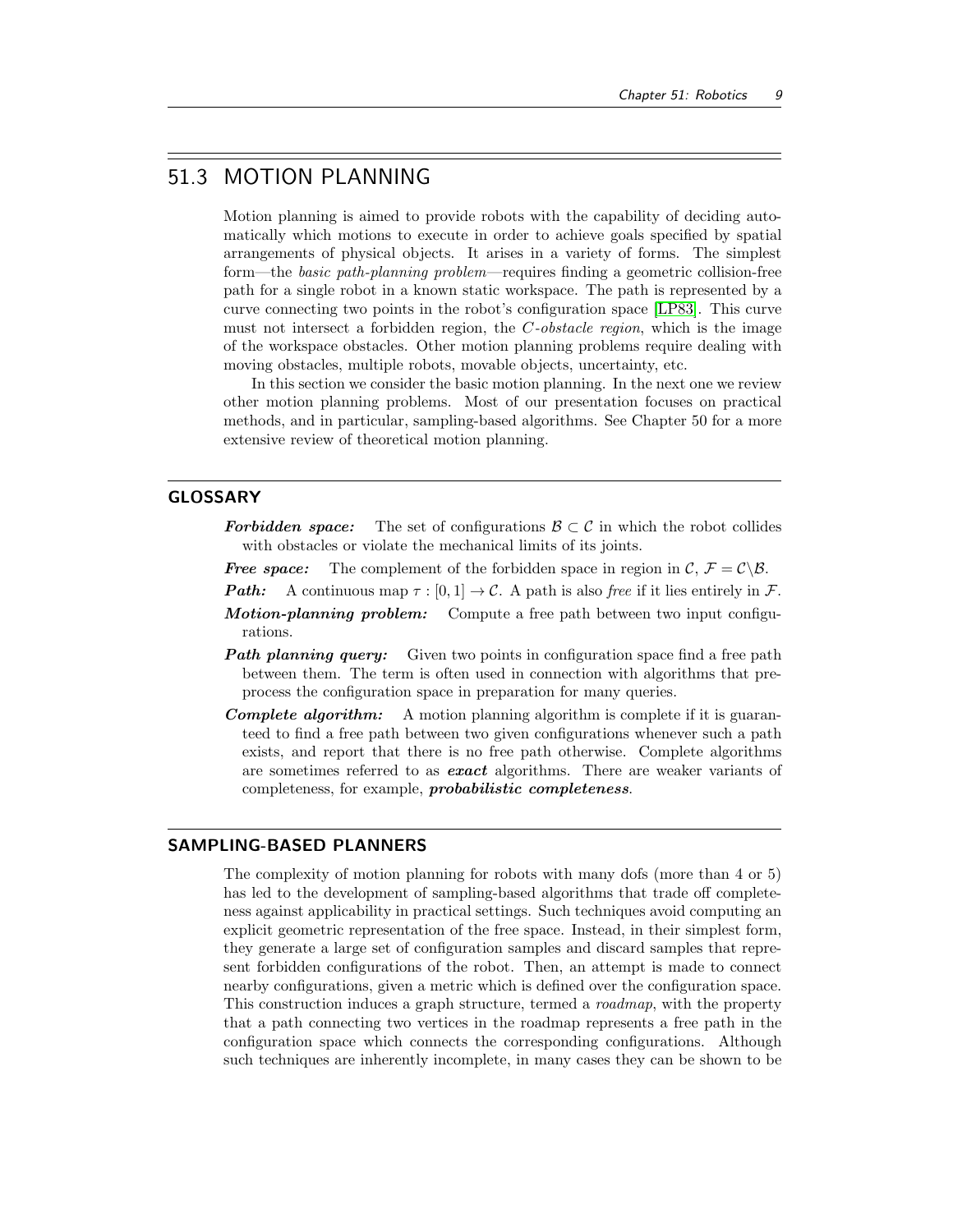## 51.3 MOTION PLANNING

Motion planning is aimed to provide robots with the capability of deciding automatically which motions to execute in order to achieve goals specified by spatial arrangements of physical objects. It arises in a variety of forms. The simplest form—the *basic path-planning problem*—requires finding a geometric collision-free path for a single robot in a known static workspace. The path is represented by a curve connecting two points in the robot's configuration space [LP83]. This curve must not intersect a forbidden region, the *C-obstacle region*, which is the image of the workspace obstacles. Other motion planning problems require dealing with moving obstacles, multiple robots, movable objects, uncertainty, etc.

In this section we consider the basic motion planning. In the next one we review other motion planning problems. Most of our presentation focuses on practical methods, and in particular, sampling-based algorithms. See Chapter 50 for a more extensive review of theoretical motion planning.

### GLOSSARY

***Forbidden space:*** The set of configurations $\mathcal{B} \subset \mathcal{C}$ in which the robot collides with obstacles or violate the mechanical limits of its joints.

***Free space:*** The complement of the forbidden space in region in $\mathcal{C}$, $\mathcal{F} = \mathcal{C} \backslash \mathcal{B}$.

***Path:*** A continuous map $\tau : [0, 1] \rightarrow \mathcal{C}$. A path is also *free* if it lies entirely in $\mathcal{F}$.

***Motion-planning problem:*** Compute a free path between two input configurations.

***Path planning query:*** Given two points in configuration space find a free path between them. The term is often used in connection with algorithms that preprocess the configuration space in preparation for many queries.

***Complete algorithm:*** A motion planning algorithm is complete if it is guaranteed to find a free path between two given configurations whenever such a path exists, and report that there is no free path otherwise. Complete algorithms are sometimes referred to as ***exact*** algorithms. There are weaker variants of completeness, for example, ***probabilistic completeness***.

### SAMPLING-BASED PLANNERS

The complexity of motion planning for robots with many dofs (more than 4 or 5) has led to the development of sampling-based algorithms that trade off completeness against applicability in practical settings. Such techniques avoid computing an explicit geometric representation of the free space. Instead, in their simplest form, they generate a large set of configuration samples and discard samples that represent forbidden configurations of the robot. Then, an attempt is made to connect nearby configurations, given a metric which is defined over the configuration space. This construction induces a graph structure, termed a *roadmap*, with the property that a path connecting two vertices in the roadmap represents a free path in the configuration space which connects the corresponding configurations. Although such techniques are inherently incomplete, in many cases they can be shown to be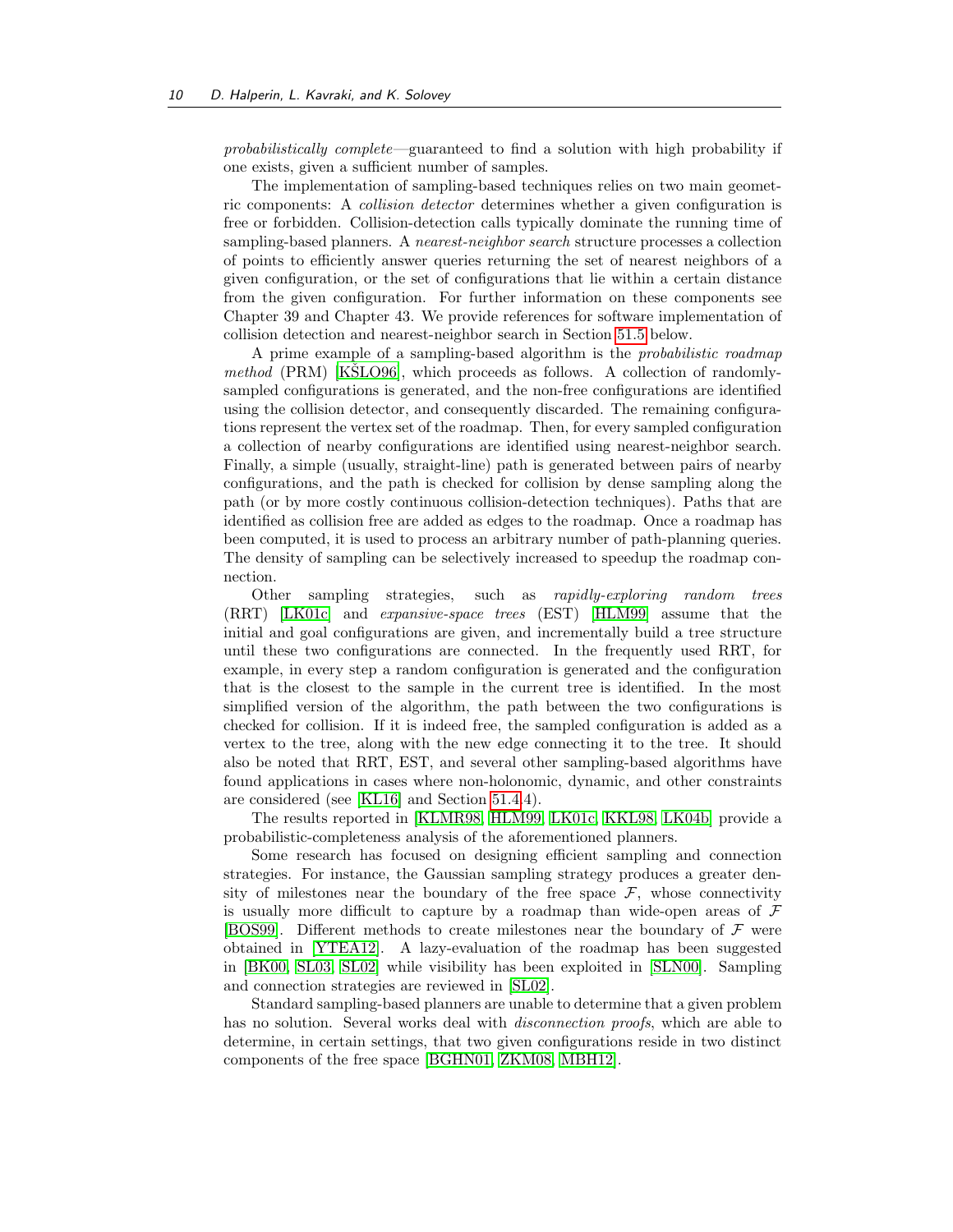*probabilistically complete*—guaranteed to find a solution with high probability if one exists, given a sufficient number of samples.

The implementation of sampling-based techniques relies on two main geometric components: A *collision detector* determines whether a given configuration is free or forbidden. Collision-detection calls typically dominate the running time of sampling-based planners. A *nearest-neighbor search* structure processes a collection of points to efficiently answer queries returning the set of nearest neighbors of a given configuration, or the set of configurations that lie within a certain distance from the given configuration. For further information on these components see Chapter 39 and Chapter 43. We provide references for software implementation of collision detection and nearest-neighbor search in Section 51.5 below.

A prime example of a sampling-based algorithm is the *probabilistic roadmap method* (PRM) [KŠLO96], which proceeds as follows. A collection of randomly-sampled configurations is generated, and the non-free configurations are identified using the collision detector, and consequently discarded. The remaining configurations represent the vertex set of the roadmap. Then, for every sampled configuration a collection of nearby configurations are identified using nearest-neighbor search. Finally, a simple (usually, straight-line) path is generated between pairs of nearby configurations, and the path is checked for collision by dense sampling along the path (or by more costly continuous collision-detection techniques). Paths that are identified as collision free are added as edges to the roadmap. Once a roadmap has been computed, it is used to process an arbitrary number of path-planning queries. The density of sampling can be selectively increased to speedup the roadmap connection.

Other sampling strategies, such as *rapidly-exploring random trees* (RRT) [LK01c] and *expansive-space trees* (EST) [HLM99] assume that the initial and goal configurations are given, and incrementally build a tree structure until these two configurations are connected. In the frequently used RRT, for example, in every step a random configuration is generated and the configuration that is the closest to the sample in the current tree is identified. In the most simplified version of the algorithm, the path between the two configurations is checked for collision. If it is indeed free, the sampled configuration is added as a vertex to the tree, along with the new edge connecting it to the tree. It should also be noted that RRT, EST, and several other sampling-based algorithms have found applications in cases where non-holonomic, dynamic, and other constraints are considered (see [KL16] and Section 51.4.4).

The results reported in [KLMR98, HLM99, LK01c, KKL98, LK04b] provide a probabilistic-completeness analysis of the aforementioned planners.

Some research has focused on designing efficient sampling and connection strategies. For instance, the Gaussian sampling strategy produces a greater density of milestones near the boundary of the free space $\mathcal{F}$, whose connectivity is usually more difficult to capture by a roadmap than wide-open areas of $\mathcal{F}$ [BOS99]. Different methods to create milestones near the boundary of $\mathcal{F}$ were obtained in [YTEA12]. A lazy-evaluation of the roadmap has been suggested in [BK00, SL03, SL02] while visibility has been exploited in [SLN00]. Sampling and connection strategies are reviewed in [SL02].

Standard sampling-based planners are unable to determine that a given problem has no solution. Several works deal with *disconnection proofs*, which are able to determine, in certain settings, that two given configurations reside in two distinct components of the free space [BGHN01, ZKM08, MBH12].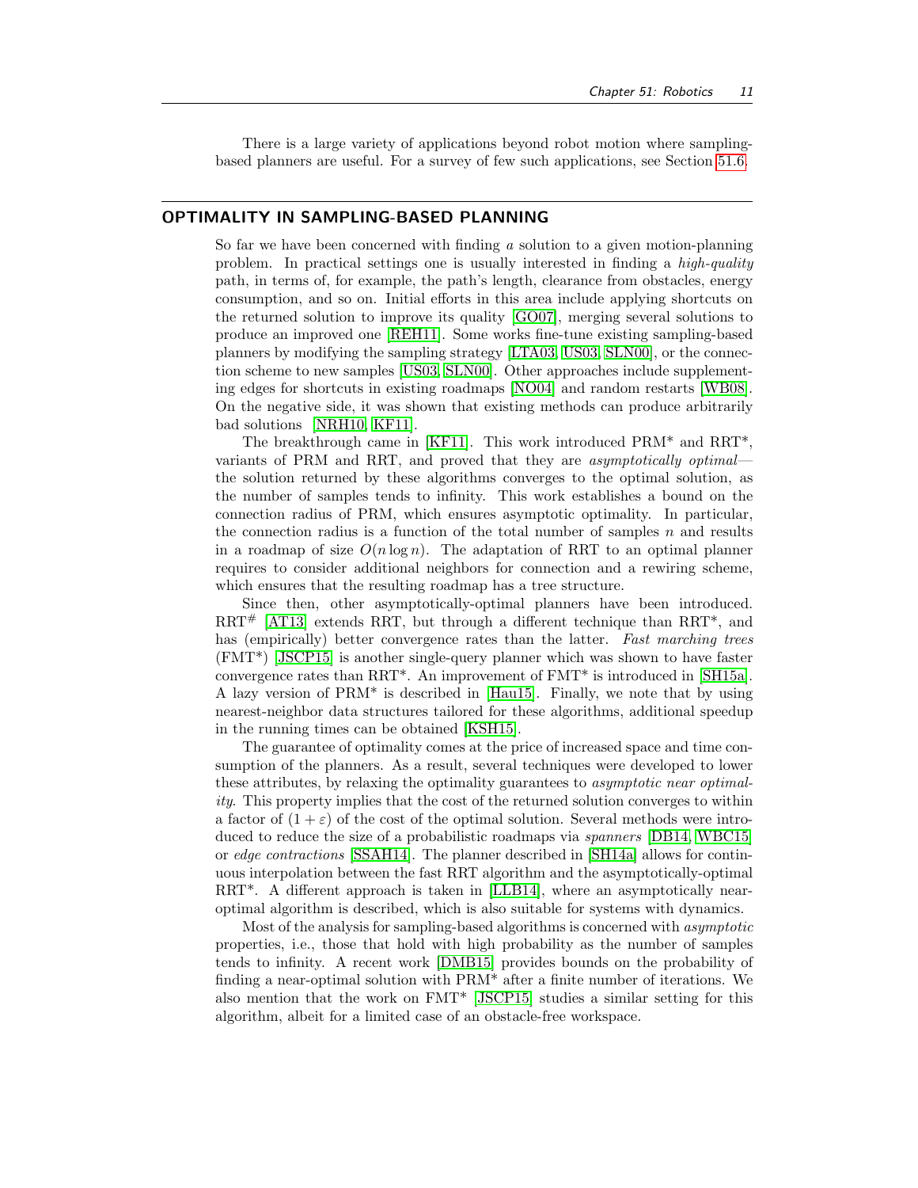There is a large variety of applications beyond robot motion where sampling-based planners are useful. For a survey of few such applications, see Section 51.6.

## OPTIMALITY IN SAMPLING-BASED PLANNING

So far we have been concerned with finding *a* solution to a given motion-planning problem. In practical settings one is usually interested in finding a *high-quality* path, in terms of, for example, the path's length, clearance from obstacles, energy consumption, and so on. Initial efforts in this area include applying shortcuts on the returned solution to improve its quality [GO07], merging several solutions to produce an improved one [REH11]. Some works fine-tune existing sampling-based planners by modifying the sampling strategy [LTA03, US03, SLN00], or the connection scheme to new samples [US03, SLN00]. Other approaches include supplementing edges for shortcuts in existing roadmaps [NO04] and random restarts [WB08]. On the negative side, it was shown that existing methods can produce arbitrarily bad solutions [NRH10, KF11].

The breakthrough came in [KF11]. This work introduced PRM* and RRT*, variants of PRM and RRT, and proved that they are *asymptotically optimal*—the solution returned by these algorithms converges to the optimal solution, as the number of samples tends to infinity. This work establishes a bound on the connection radius of PRM, which ensures asymptotic optimality. In particular, the connection radius is a function of the total number of samples $n$ and results in a roadmap of size $O(n \log n)$. The adaptation of RRT to an optimal planner requires to consider additional neighbors for connection and a rewiring scheme, which ensures that the resulting roadmap has a tree structure.

Since then, other asymptotically-optimal planners have been introduced. RRT$^{\#}$ [AT13] extends RRT, but through a different technique than RRT*, and has (empirically) better convergence rates than the latter. *Fast marching trees* (FMT*) [JSCP15] is another single-query planner which was shown to have faster convergence rates than RRT*. An improvement of FMT* is introduced in [SH15a]. A lazy version of PRM* is described in [Hau15]. Finally, we note that by using nearest-neighbor data structures tailored for these algorithms, additional speedup in the running times can be obtained [KSH15].

The guarantee of optimality comes at the price of increased space and time consumption of the planners. As a result, several techniques were developed to lower these attributes, by relaxing the optimality guarantees to *asymptotic near optimality*. This property implies that the cost of the returned solution converges to within a factor of $(1 + \varepsilon)$ of the cost of the optimal solution. Several methods were introduced to reduce the size of a probabilistic roadmaps via *spanners* [DB14, WBC15] or *edge contractions* [SSAH14]. The planner described in [SH14a] allows for continuous interpolation between the fast RRT algorithm and the asymptotically-optimal RRT*. A different approach is taken in [LLB14], where an asymptotically near-optimal algorithm is described, which is also suitable for systems with dynamics.

Most of the analysis for sampling-based algorithms is concerned with *asymptotic* properties, i.e., those that hold with high probability as the number of samples tends to infinity. A recent work [DMB15] provides bounds on the probability of finding a near-optimal solution with PRM* after a finite number of iterations. We also mention that the work on FMT* [JSCP15] studies a similar setting for this algorithm, albeit for a limited case of an obstacle-free workspace.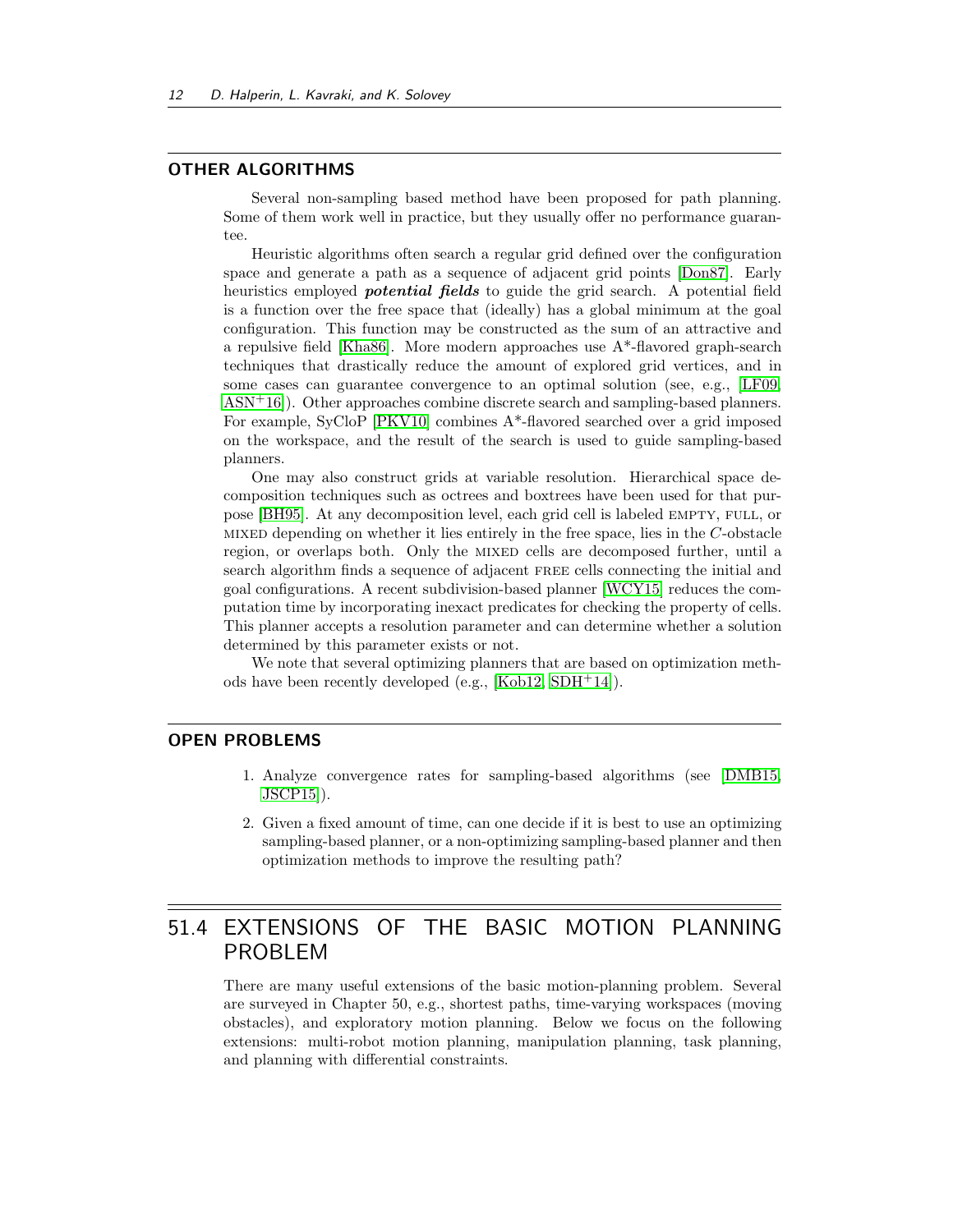## OTHER ALGORITHMS

Several non-sampling based method have been proposed for path planning. Some of them work well in practice, but they usually offer no performance guarantee.

Heuristic algorithms often search a regular grid defined over the configuration space and generate a path as a sequence of adjacent grid points [Don87]. Early heuristics employed ***potential fields*** to guide the grid search. A potential field is a function over the free space that (ideally) has a global minimum at the goal configuration. This function may be constructed as the sum of an attractive and a repulsive field [Kha86]. More modern approaches use A*-flavored graph-search techniques that drastically reduce the amount of explored grid vertices, and in some cases can guarantee convergence to an optimal solution (see, e.g., [LF09, ASN+16]). Other approaches combine discrete search and sampling-based planners. For example, SyCloP [PKV10] combines A*-flavored searched over a grid imposed on the workspace, and the result of the search is used to guide sampling-based planners.

One may also construct grids at variable resolution. Hierarchical space decomposition techniques such as octrees and boxtrees have been used for that purpose [BH95]. At any decomposition level, each grid cell is labeled EMPTY, FULL, or MIXED depending on whether it lies entirely in the free space, lies in the $C$-obstacle region, or overlaps both. Only the MIXED cells are decomposed further, until a search algorithm finds a sequence of adjacent FREE cells connecting the initial and goal configurations. A recent subdivision-based planner [WCY15] reduces the computation time by incorporating inexact predicates for checking the property of cells. This planner accepts a resolution parameter and can determine whether a solution determined by this parameter exists or not.

We note that several optimizing planners that are based on optimization methods have been recently developed (e.g., [Kob12, SDH+14]).

## OPEN PROBLEMS

1. Analyze convergence rates for sampling-based algorithms (see [DMB15, JSCP15]).
2. Given a fixed amount of time, can one decide if it is best to use an optimizing sampling-based planner, or a non-optimizing sampling-based planner and then optimization methods to improve the resulting path?

# 51.4 EXTENSIONS OF THE BASIC MOTION PLANNING PROBLEM

There are many useful extensions of the basic motion-planning problem. Several are surveyed in Chapter 50, e.g., shortest paths, time-varying workspaces (moving obstacles), and exploratory motion planning. Below we focus on the following extensions: multi-robot motion planning, manipulation planning, task planning, and planning with differential constraints.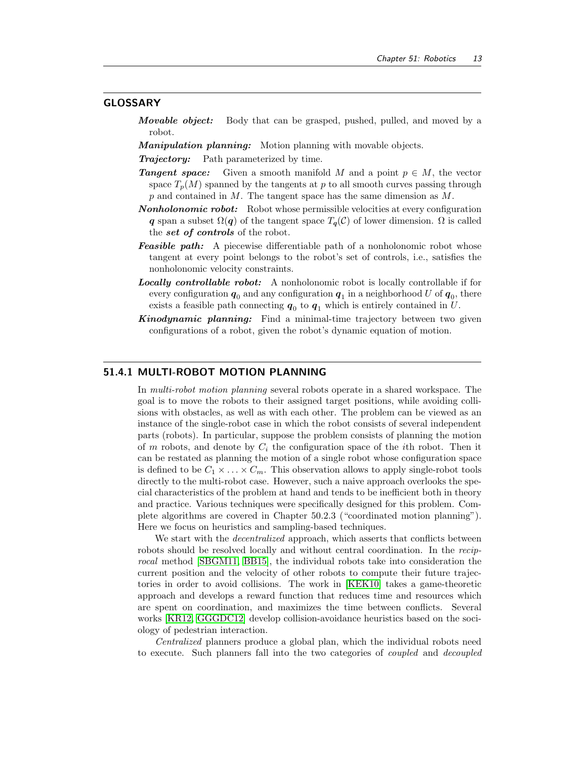## GLOSSARY

***Movable object:*** Body that can be grasped, pushed, pulled, and moved by a robot.

***Manipulation planning:*** Motion planning with movable objects.

***Trajectory:*** Path parameterized by time.

***Tangent space:*** Given a smooth manifold $M$ and a point $p \in M$, the vector space $T_p(M)$ spanned by the tangents at $p$ to all smooth curves passing through $p$ and contained in $M$. The tangent space has the same dimension as $M$.

***Nonholonomic robot:*** Robot whose permissible velocities at every configuration $\boldsymbol{q}$ span a subset $\Omega(\boldsymbol{q})$ of the tangent space $T_{\boldsymbol{q}}(\mathcal{C})$ of lower dimension. $\Omega$ is called the ***set of controls*** of the robot.

***Feasible path:*** A piecewise differentiable path of a nonholonomic robot whose tangent at every point belongs to the robot's set of controls, i.e., satisfies the nonholonomic velocity constraints.

***Locally controllable robot:*** A nonholonomic robot is locally controllable if for every configuration $\boldsymbol{q}_0$ and any configuration $\boldsymbol{q}_1$ in a neighborhood $U$ of $\boldsymbol{q}_0$, there exists a feasible path connecting $\boldsymbol{q}_0$ to $\boldsymbol{q}_1$ which is entirely contained in $U$.

***Kinodynamic planning:*** Find a minimal-time trajectory between two given configurations of a robot, given the robot's dynamic equation of motion.

## 51.4.1 MULTI-ROBOT MOTION PLANNING

In *multi-robot motion planning* several robots operate in a shared workspace. The goal is to move the robots to their assigned target positions, while avoiding collisions with obstacles, as well as with each other. The problem can be viewed as an instance of the single-robot case in which the robot consists of several independent parts (robots). In particular, suppose the problem consists of planning the motion of $m$ robots, and denote by $C_i$ the configuration space of the $i$th robot. Then it can be restated as planning the motion of a single robot whose configuration space is defined to be $C_1 \times \ldots \times C_m$. This observation allows to apply single-robot tools directly to the multi-robot case. However, such a naive approach overlooks the special characteristics of the problem at hand and tends to be inefficient both in theory and practice. Various techniques were specifically designed for this problem. Complete algorithms are covered in Chapter 50.2.3 ("coordinated motion planning"). Here we focus on heuristics and sampling-based techniques.

We start with the *decentralized* approach, which asserts that conflicts between robots should be resolved locally and without central coordination. In the *reciprocal* method [SBGM11, BB15], the individual robots take into consideration the current position and the velocity of other robots to compute their future trajectories in order to avoid collisions. The work in [KEK10] takes a game-theoretic approach and develops a reward function that reduces time and resources which are spent on coordination, and maximizes the time between conflicts. Several works [KR12, GGGDC12] develop collision-avoidance heuristics based on the sociology of pedestrian interaction.

*Centralized* planners produce a global plan, which the individual robots need to execute. Such planners fall into the two categories of *coupled* and *decoupled*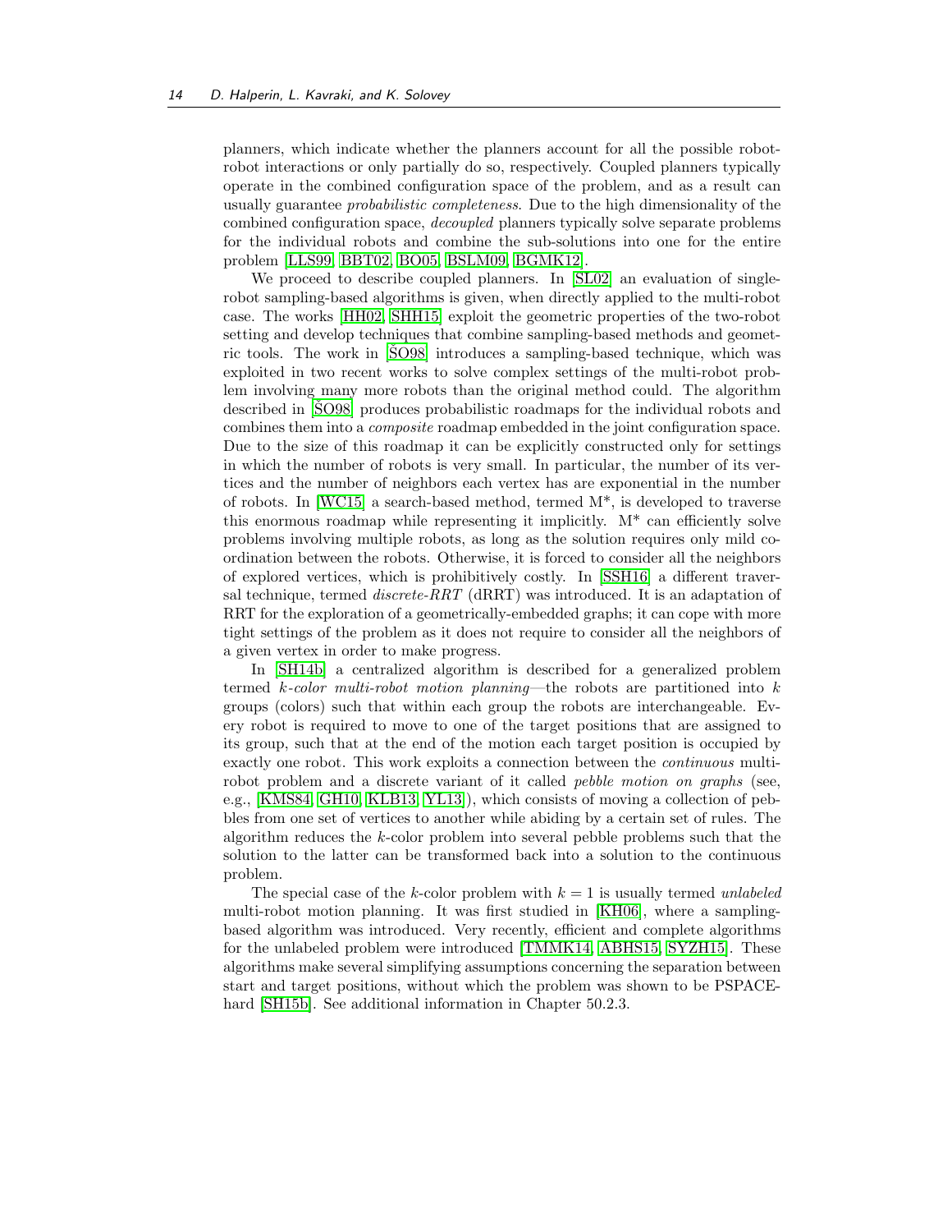planners, which indicate whether the planners account for all the possible robot-robot interactions or only partially do so, respectively. Coupled planners typically operate in the combined configuration space of the problem, and as a result can usually guarantee *probabilistic completeness*. Due to the high dimensionality of the combined configuration space, *decoupled* planners typically solve separate problems for the individual robots and combine the sub-solutions into one for the entire problem [LLS99, BBT02, BO05, BSLM09, BGMK12].

We proceed to describe coupled planners. In [SL02] an evaluation of single-robot sampling-based algorithms is given, when directly applied to the multi-robot case. The works [HH02, SHH15] exploit the geometric properties of the two-robot setting and develop techniques that combine sampling-based methods and geometric tools. The work in [ŠO98] introduces a sampling-based technique, which was exploited in two recent works to solve complex settings of the multi-robot problem involving many more robots than the original method could. The algorithm described in [ŠO98] produces probabilistic roadmaps for the individual robots and combines them into a *composite* roadmap embedded in the joint configuration space. Due to the size of this roadmap it can be explicitly constructed only for settings in which the number of robots is very small. In particular, the number of its vertices and the number of neighbors each vertex has are exponential in the number of robots. In [WC15] a search-based method, termed M*, is developed to traverse this enormous roadmap while representing it implicitly. M* can efficiently solve problems involving multiple robots, as long as the solution requires only mild coordination between the robots. Otherwise, it is forced to consider all the neighbors of explored vertices, which is prohibitively costly. In [SSH16] a different traversal technique, termed *discrete-RRT* (dRRT) was introduced. It is an adaptation of RRT for the exploration of a geometrically-embedded graphs; it can cope with more tight settings of the problem as it does not require to consider all the neighbors of a given vertex in order to make progress.

In [SH14b] a centralized algorithm is described for a generalized problem termed *$k$-color multi-robot motion planning*—the robots are partitioned into $k$ groups (colors) such that within each group the robots are interchangeable. Every robot is required to move to one of the target positions that are assigned to its group, such that at the end of the motion each target position is occupied by exactly one robot. This work exploits a connection between the *continuous* multi-robot problem and a discrete variant of it called *pebble motion on graphs* (see, e.g., [KMS84, GH10, KLB13, YL13]), which consists of moving a collection of pebbles from one set of vertices to another while abiding by a certain set of rules. The algorithm reduces the $k$-color problem into several pebble problems such that the solution to the latter can be transformed back into a solution to the continuous problem.

The special case of the $k$-color problem with $k = 1$ is usually termed *unlabeled* multi-robot motion planning. It was first studied in [KH06], where a sampling-based algorithm was introduced. Very recently, efficient and complete algorithms for the unlabeled problem were introduced [TMMK14, ABHS15, SYZH15]. These algorithms make several simplifying assumptions concerning the separation between start and target positions, without which the problem was shown to be PSPACE-hard [SH15b]. See additional information in Chapter 50.2.3.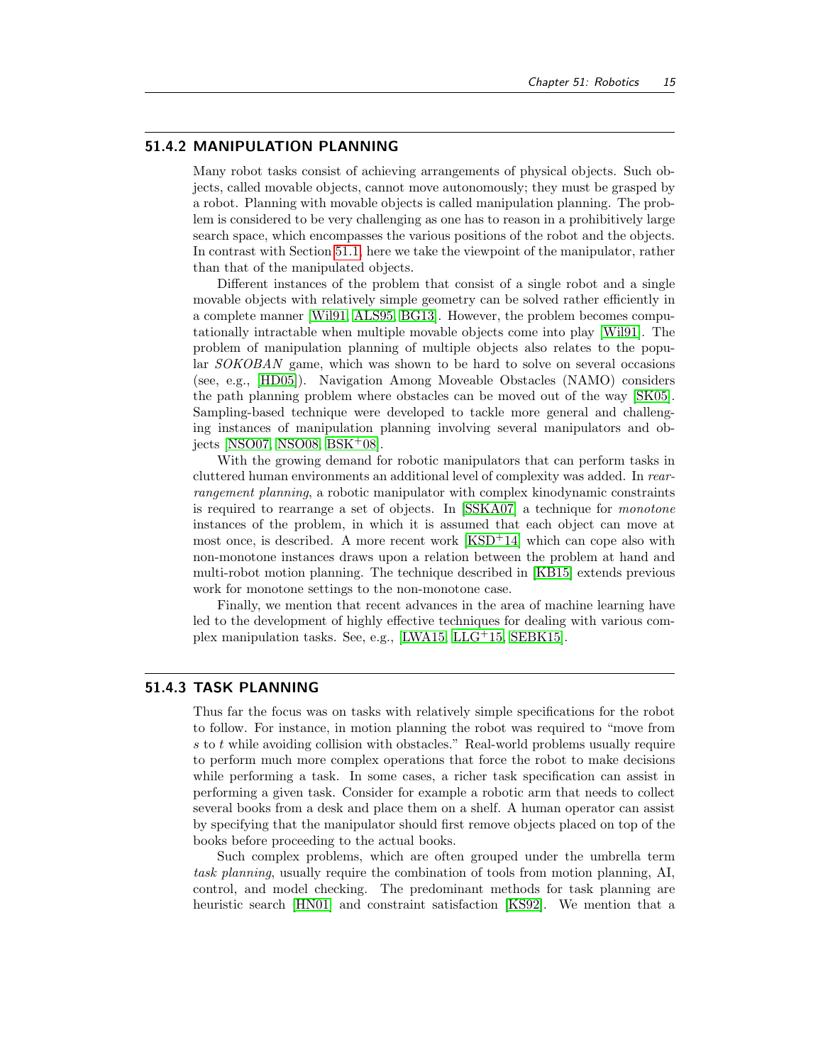## 51.4.2 MANIPULATION PLANNING

Many robot tasks consist of achieving arrangements of physical objects. Such objects, called movable objects, cannot move autonomously; they must be grasped by a robot. Planning with movable objects is called manipulation planning. The problem is considered to be very challenging as one has to reason in a prohibitively large search space, which encompasses the various positions of the robot and the objects. In contrast with Section 51.1, here we take the viewpoint of the manipulator, rather than that of the manipulated objects.

Different instances of the problem that consist of a single robot and a single movable objects with relatively simple geometry can be solved rather efficiently in a complete manner [Wil91, ALS95, BG13]. However, the problem becomes computationally intractable when multiple movable objects come into play [Wil91]. The problem of manipulation planning of multiple objects also relates to the popular *SOKOBAN* game, which was shown to be hard to solve on several occasions (see, e.g., [HD05]). Navigation Among Moveable Obstacles (NAMO) considers the path planning problem where obstacles can be moved out of the way [SK05]. Sampling-based technique were developed to tackle more general and challenging instances of manipulation planning involving several manipulators and objects [NSO07, NSO08, BSK+08].

With the growing demand for robotic manipulators that can perform tasks in cluttered human environments an additional level of complexity was added. In *rearrangement planning*, a robotic manipulator with complex kinodynamic constraints is required to rearrange a set of objects. In [SSKA07] a technique for *monotone* instances of the problem, in which it is assumed that each object can move at most once, is described. A more recent work [KSD+14] which can cope also with non-monotone instances draws upon a relation between the problem at hand and multi-robot motion planning. The technique described in [KB15] extends previous work for monotone settings to the non-monotone case.

Finally, we mention that recent advances in the area of machine learning have led to the development of highly effective techniques for dealing with various complex manipulation tasks. See, e.g., [LWA15, LLG+15, SEBK15].

## 51.4.3 TASK PLANNING

Thus far the focus was on tasks with relatively simple specifications for the robot to follow. For instance, in motion planning the robot was required to "move from $s$ to $t$ while avoiding collision with obstacles." Real-world problems usually require to perform much more complex operations that force the robot to make decisions while performing a task. In some cases, a richer task specification can assist in performing a given task. Consider for example a robotic arm that needs to collect several books from a desk and place them on a shelf. A human operator can assist by specifying that the manipulator should first remove objects placed on top of the books before proceeding to the actual books.

Such complex problems, which are often grouped under the umbrella term *task planning*, usually require the combination of tools from motion planning, AI, control, and model checking. The predominant methods for task planning are heuristic search [HN01] and constraint satisfaction [KS92]. We mention that a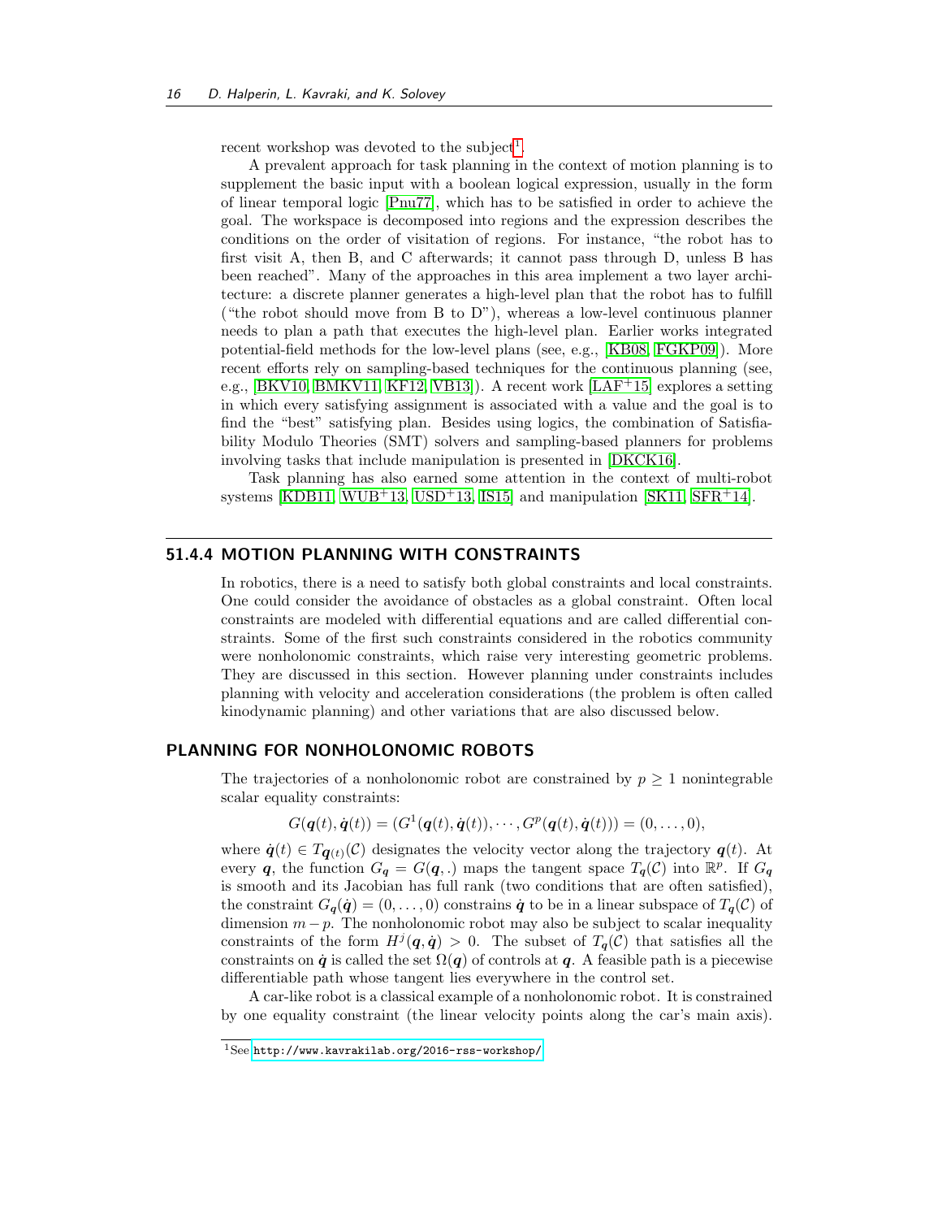recent workshop was devoted to the subject[1].

A prevalent approach for task planning in the context of motion planning is to supplement the basic input with a boolean logical expression, usually in the form of linear temporal logic [Pnu77], which has to be satisfied in order to achieve the goal. The workspace is decomposed into regions and the expression describes the conditions on the order of visitation of regions. For instance, "the robot has to first visit A, then B, and C afterwards; it cannot pass through D, unless B has been reached". Many of the approaches in this area implement a two layer architecture: a discrete planner generates a high-level plan that the robot has to fulfill ("the robot should move from B to D"), whereas a low-level continuous planner needs to plan a path that executes the high-level plan. Earlier works integrated potential-field methods for the low-level plans (see, e.g., [KB08, FGKP09]). More recent efforts rely on sampling-based techniques for the continuous planning (see, e.g., [BKV10, BMKV11, KF12, VB13]). A recent work [LAF+15] explores a setting in which every satisfying assignment is associated with a value and the goal is to find the "best" satisfying plan. Besides using logics, the combination of Satisfiability Modulo Theories (SMT) solvers and sampling-based planners for problems involving tasks that include manipulation is presented in [DKCK16].

Task planning has also earned some attention in the context of multi-robot systems [KDB11, WUB+13, USD+13, IS15] and manipulation [SK11, SFR+14].

## 51.4.4 MOTION PLANNING WITH CONSTRAINTS

In robotics, there is a need to satisfy both global constraints and local constraints. One could consider the avoidance of obstacles as a global constraint. Often local constraints are modeled with differential equations and are called differential constraints. Some of the first such constraints considered in the robotics community were nonholonomic constraints, which raise very interesting geometric problems. They are discussed in this section. However planning under constraints includes planning with velocity and acceleration considerations (the problem is often called kinodynamic planning) and other variations that are also discussed below.

### PLANNING FOR NONHOLONOMIC ROBOTS

The trajectories of a nonholonomic robot are constrained by $p \geq 1$ nonintegrable scalar equality constraints:

$$G(\boldsymbol{q}(t), \dot{\boldsymbol{q}}(t)) = (G^1(\boldsymbol{q}(t), \dot{\boldsymbol{q}}(t)), \cdots, G^p(\boldsymbol{q}(t), \dot{\boldsymbol{q}}(t))) = (0, \ldots, 0),$$

where $\dot{\boldsymbol{q}}(t) \in T_{\boldsymbol{q}(t)}(\mathcal{C})$ designates the velocity vector along the trajectory $\boldsymbol{q}(t)$. At every $\boldsymbol{q}$, the function $G_{\boldsymbol{q}} = G(\boldsymbol{q}, .)$ maps the tangent space $T_{\boldsymbol{q}}(\mathcal{C})$ into $\mathbb{R}^p$. If $G_{\boldsymbol{q}}$ is smooth and its Jacobian has full rank (two conditions that are often satisfied), the constraint $G_{\boldsymbol{q}}(\dot{\boldsymbol{q}}) = (0, \ldots, 0)$ constrains $\dot{\boldsymbol{q}}$ to be in a linear subspace of $T_{\boldsymbol{q}}(\mathcal{C})$ of dimension $m - p$. The nonholonomic robot may also be subject to scalar inequality constraints of the form $H^j(\boldsymbol{q}, \dot{\boldsymbol{q}}) > 0$. The subset of $T_{\boldsymbol{q}}(\mathcal{C})$ that satisfies all the constraints on $\dot{\boldsymbol{q}}$ is called the set $\Omega(\boldsymbol{q})$ of controls at $\boldsymbol{q}$. A feasible path is a piecewise differentiable path whose tangent lies everywhere in the control set.

A car-like robot is a classical example of a nonholonomic robot. It is constrained by one equality constraint (the linear velocity points along the car's main axis).

[1] See http://www.kavrakilab.org/2016-rss-workshop/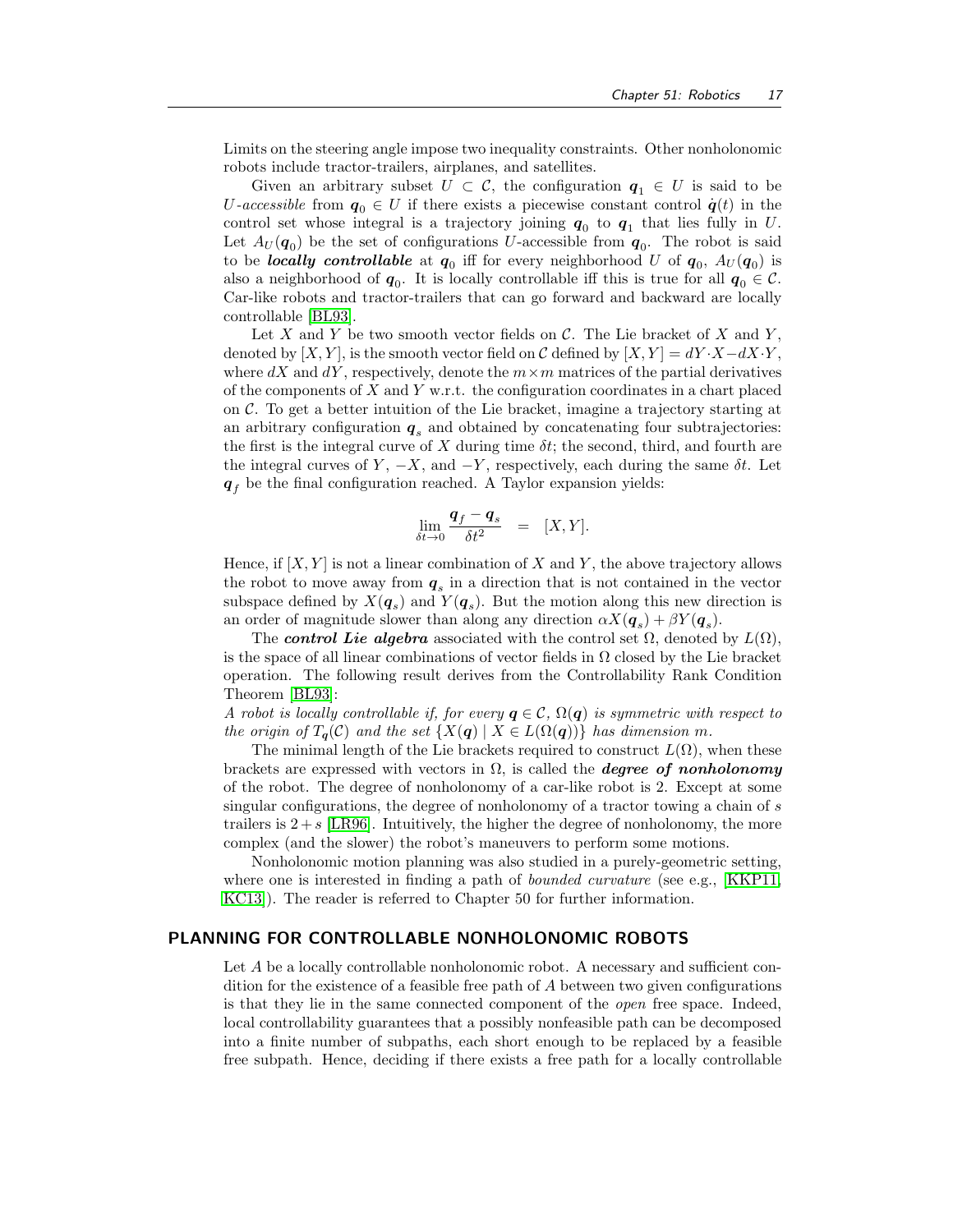Limits on the steering angle impose two inequality constraints. Other nonholonomic robots include tractor-trailers, airplanes, and satellites.

Given an arbitrary subset $U \subset \mathcal{C}$, the configuration $\boldsymbol{q}_1 \in U$ is said to be *U-accessible* from $\boldsymbol{q}_0 \in U$ if there exists a piecewise constant control $\dot{\boldsymbol{q}}(t)$ in the control set whose integral is a trajectory joining $\boldsymbol{q}_0$ to $\boldsymbol{q}_1$ that lies fully in $U$. Let $A_U(\boldsymbol{q}_0)$ be the set of configurations $U$-accessible from $\boldsymbol{q}_0$. The robot is said to be ***locally controllable*** at $\boldsymbol{q}_0$ iff for every neighborhood $U$ of $\boldsymbol{q}_0$, $A_U(\boldsymbol{q}_0)$ is also a neighborhood of $\boldsymbol{q}_0$. It is locally controllable iff this is true for all $\boldsymbol{q}_0 \in \mathcal{C}$. Car-like robots and tractor-trailers that can go forward and backward are locally controllable [BL93].

Let $X$ and $Y$ be two smooth vector fields on $\mathcal{C}$. The Lie bracket of $X$ and $Y$, denoted by $[X, Y]$, is the smooth vector field on $\mathcal{C}$ defined by $[X, Y] = dY \cdot X - dX \cdot Y$, where $dX$ and $dY$, respectively, denote the $m \times m$ matrices of the partial derivatives of the components of $X$ and $Y$ w.r.t. the configuration coordinates in a chart placed on $\mathcal{C}$. To get a better intuition of the Lie bracket, imagine a trajectory starting at an arbitrary configuration $\boldsymbol{q}_s$ and obtained by concatenating four subtrajectories: the first is the integral curve of $X$ during time $\delta t$; the second, third, and fourth are the integral curves of $Y$, $-X$, and $-Y$, respectively, each during the same $\delta t$. Let $\boldsymbol{q}_f$ be the final configuration reached. A Taylor expansion yields:

$$\lim_{\delta t \to 0} \frac{\boldsymbol{q}_f - \boldsymbol{q}_s}{\delta t^2} \quad = \quad [X, Y].$$

Hence, if $[X, Y]$ is not a linear combination of $X$ and $Y$, the above trajectory allows the robot to move away from $\boldsymbol{q}_s$ in a direction that is not contained in the vector subspace defined by $X(\boldsymbol{q}_s)$ and $Y(\boldsymbol{q}_s)$. But the motion along this new direction is an order of magnitude slower than along any direction $\alpha X(\boldsymbol{q}_s) + \beta Y(\boldsymbol{q}_s)$.

The ***control Lie algebra*** associated with the control set $\Omega$, denoted by $L(\Omega)$, is the space of all linear combinations of vector fields in $\Omega$ closed by the Lie bracket operation. The following result derives from the Controllability Rank Condition Theorem [BL93]:

*A robot is locally controllable if, for every $\boldsymbol{q} \in \mathcal{C}$, $\Omega(\boldsymbol{q})$ is symmetric with respect to the origin of $T_{\boldsymbol{q}}(\mathcal{C})$ and the set $\{X(\boldsymbol{q}) \mid X \in L(\Omega(\boldsymbol{q}))\}$ has dimension $m$.*

The minimal length of the Lie brackets required to construct $L(\Omega)$, when these brackets are expressed with vectors in $\Omega$, is called the ***degree of nonholonomy*** of the robot. The degree of nonholonomy of a car-like robot is 2. Except at some singular configurations, the degree of nonholonomy of a tractor towing a chain of $s$ trailers is $2+s$ [LR96]. Intuitively, the higher the degree of nonholonomy, the more complex (and the slower) the robot's maneuvers to perform some motions.

Nonholonomic motion planning was also studied in a purely-geometric setting, where one is interested in finding a path of *bounded curvature* (see e.g., [KKP11, KC13]). The reader is referred to Chapter 50 for further information.

## PLANNING FOR CONTROLLABLE NONHOLONOMIC ROBOTS

Let $A$ be a locally controllable nonholonomic robot. A necessary and sufficient condition for the existence of a feasible free path of $A$ between two given configurations is that they lie in the same connected component of the *open* free space. Indeed, local controllability guarantees that a possibly nonfeasible path can be decomposed into a finite number of subpaths, each short enough to be replaced by a feasible free subpath. Hence, deciding if there exists a free path for a locally controllable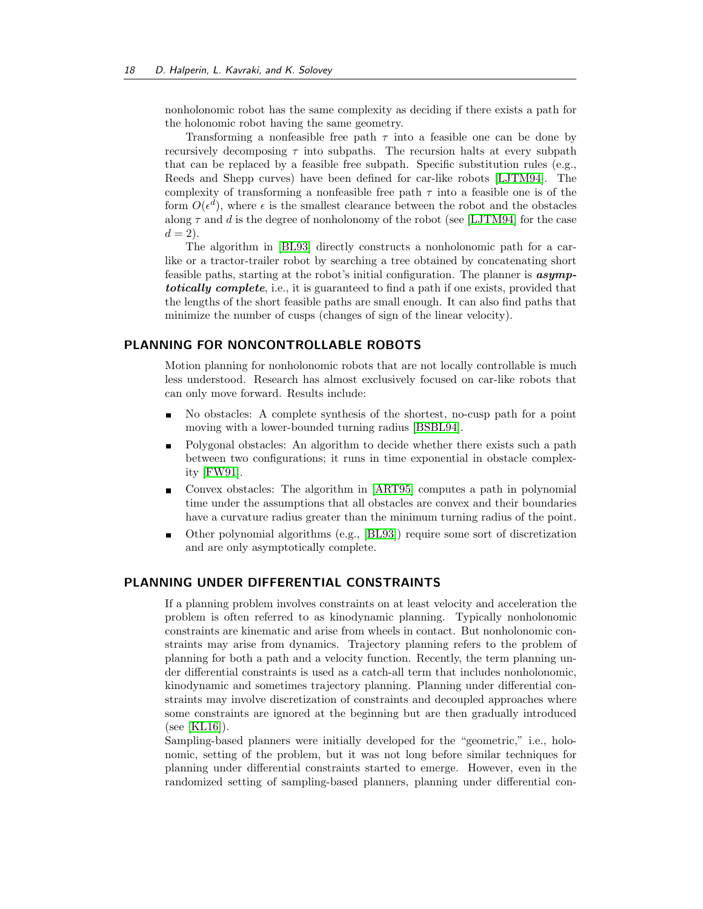nonholonomic robot has the same complexity as deciding if there exists a path for the holonomic robot having the same geometry.

Transforming a nonfeasible free path $\tau$ into a feasible one can be done by recursively decomposing $\tau$ into subpaths. The recursion halts at every subpath that can be replaced by a feasible free subpath. Specific substitution rules (e.g., Reeds and Shepp curves) have been defined for car-like robots [LJTM94]. The complexity of transforming a nonfeasible free path $\tau$ into a feasible one is of the form $O(\epsilon^d)$, where $\epsilon$ is the smallest clearance between the robot and the obstacles along $\tau$ and $d$ is the degree of nonholonomy of the robot (see [LJTM94] for the case $d = 2$).

The algorithm in [BL93] directly constructs a nonholonomic path for a car-like or a tractor-trailer robot by searching a tree obtained by concatenating short feasible paths, starting at the robot's initial configuration. The planner is ***asymptotically complete***, i.e., it is guaranteed to find a path if one exists, provided that the lengths of the short feasible paths are small enough. It can also find paths that minimize the number of cusps (changes of sign of the linear velocity).

## PLANNING FOR NONCONTROLLABLE ROBOTS

Motion planning for nonholonomic robots that are not locally controllable is much less understood. Research has almost exclusively focused on car-like robots that can only move forward. Results include:

- No obstacles: A complete synthesis of the shortest, no-cusp path for a point moving with a lower-bounded turning radius [BSBL94].
- Polygonal obstacles: An algorithm to decide whether there exists such a path between two configurations; it runs in time exponential in obstacle complexity [FW91].
- Convex obstacles: The algorithm in [ART95] computes a path in polynomial time under the assumptions that all obstacles are convex and their boundaries have a curvature radius greater than the minimum turning radius of the point.
- Other polynomial algorithms (e.g., [BL93]) require some sort of discretization and are only asymptotically complete.

## PLANNING UNDER DIFFERENTIAL CONSTRAINTS

If a planning problem involves constraints on at least velocity and acceleration the problem is often referred to as kinodynamic planning. Typically nonholonomic constraints are kinematic and arise from wheels in contact. But nonholonomic constraints may arise from dynamics. Trajectory planning refers to the problem of planning for both a path and a velocity function. Recently, the term planning under differential constraints is used as a catch-all term that includes nonholonomic, kinodynamic and sometimes trajectory planning. Planning under differential constraints may involve discretization of constraints and decoupled approaches where some constraints are ignored at the beginning but are then gradually introduced (see [KL16]).

Sampling-based planners were initially developed for the "geometric," i.e., holonomic, setting of the problem, but it was not long before similar techniques for planning under differential constraints started to emerge. However, even in the randomized setting of sampling-based planners, planning under differential con-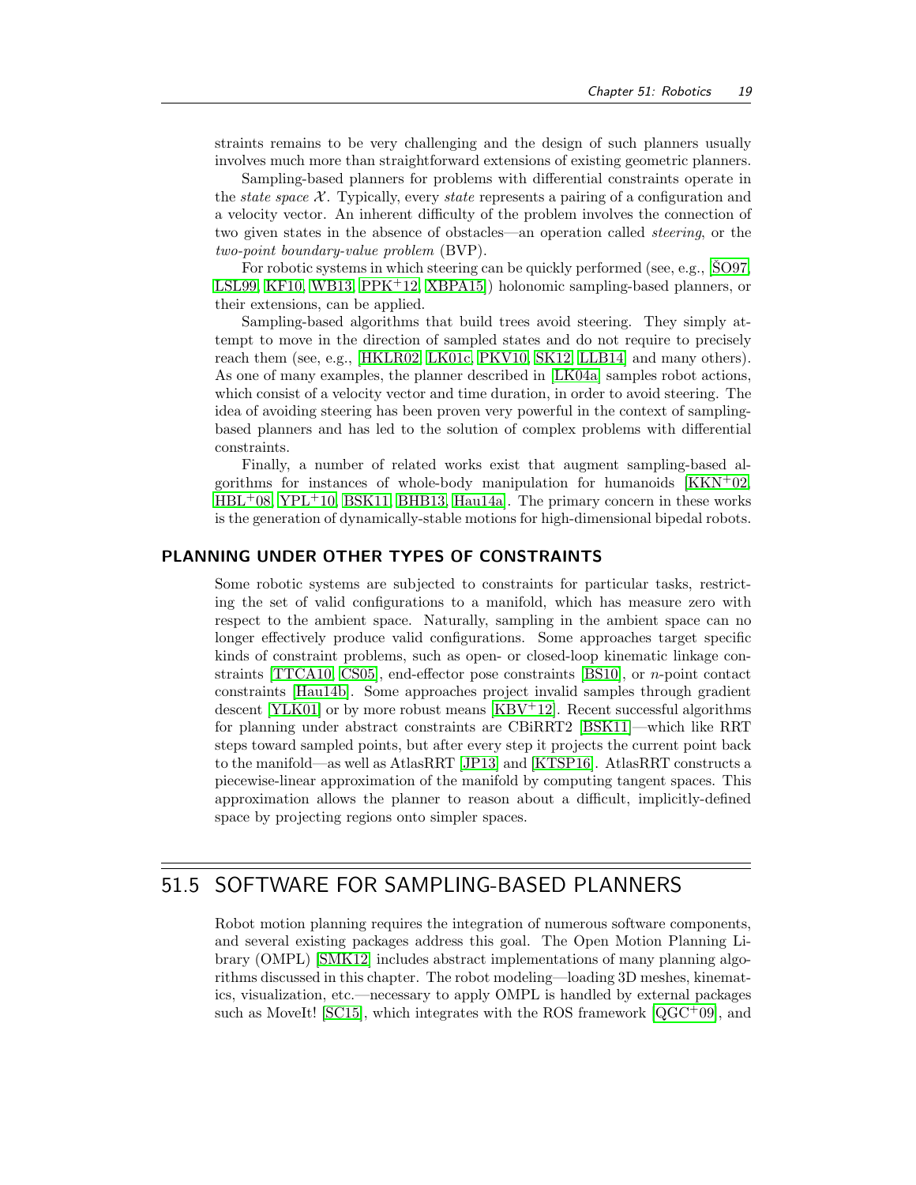straints remains to be very challenging and the design of such planners usually involves much more than straightforward extensions of existing geometric planners.

Sampling-based planners for problems with differential constraints operate in the *state space* $\mathcal{X}$. Typically, every *state* represents a pairing of a configuration and a velocity vector. An inherent difficulty of the problem involves the connection of two given states in the absence of obstacles—an operation called *steering*, or the *two-point boundary-value problem* (BVP).

For robotic systems in which steering can be quickly performed (see, e.g., [ŠO97, LSL99, KF10, WB13, PPK+12, XBPA15]) holonomic sampling-based planners, or their extensions, can be applied.

Sampling-based algorithms that build trees avoid steering. They simply attempt to move in the direction of sampled states and do not require to precisely reach them (see, e.g., [HKLR02, LK01c, PKV10, SK12, LLB14] and many others). As one of many examples, the planner described in [LK04a] samples robot actions, which consist of a velocity vector and time duration, in order to avoid steering. The idea of avoiding steering has been proven very powerful in the context of sampling-based planners and has led to the solution of complex problems with differential constraints.

Finally, a number of related works exist that augment sampling-based algorithms for instances of whole-body manipulation for humanoids [KKN+02, HBL+08, YPL+10, BSK11, BHB13, Hau14a]. The primary concern in these works is the generation of dynamically-stable motions for high-dimensional bipedal robots.

### PLANNING UNDER OTHER TYPES OF CONSTRAINTS

Some robotic systems are subjected to constraints for particular tasks, restricting the set of valid configurations to a manifold, which has measure zero with respect to the ambient space. Naturally, sampling in the ambient space can no longer effectively produce valid configurations. Some approaches target specific kinds of constraint problems, such as open- or closed-loop kinematic linkage constraints [TTCA10, CS05], end-effector pose constraints [BS10], or $n$-point contact constraints [Hau14b]. Some approaches project invalid samples through gradient descent [YLK01] or by more robust means [KBV+12]. Recent successful algorithms for planning under abstract constraints are CBiRRT2 [BSK11]—which like RRT steps toward sampled points, but after every step it projects the current point back to the manifold—as well as AtlasRRT [JP13] and [KTSP16]. AtlasRRT constructs a piecewise-linear approximation of the manifold by computing tangent spaces. This approximation allows the planner to reason about a difficult, implicitly-defined space by projecting regions onto simpler spaces.

## 51.5 SOFTWARE FOR SAMPLING-BASED PLANNERS

Robot motion planning requires the integration of numerous software components, and several existing packages address this goal. The Open Motion Planning Library (OMPL) [SMK12] includes abstract implementations of many planning algorithms discussed in this chapter. The robot modeling—loading 3D meshes, kinematics, visualization, etc.—necessary to apply OMPL is handled by external packages such as MoveIt! [SC15], which integrates with the ROS framework [QGC+09], and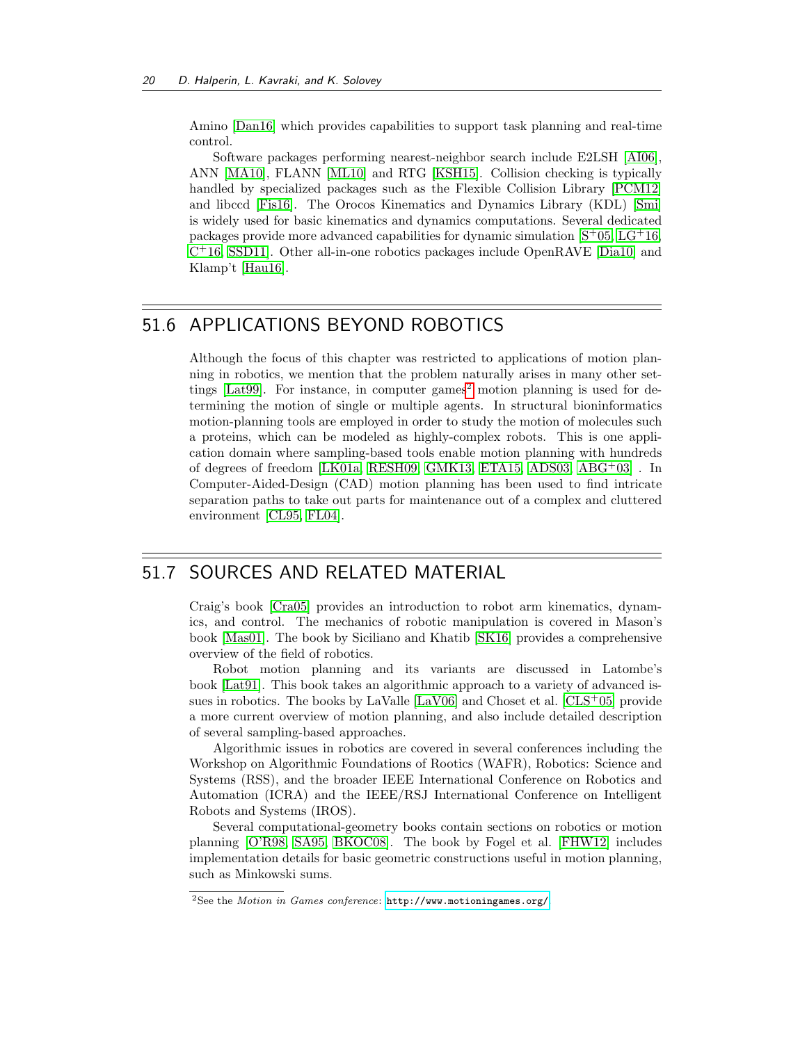Amino [Dan16] which provides capabilities to support task planning and real-time control.

Software packages performing nearest-neighbor search include E2LSH [AI06], ANN [MA10], FLANN [ML10] and RTG [KSH15]. Collision checking is typically handled by specialized packages such as the Flexible Collision Library [PCM12] and libccd [Fis16]. The Orocos Kinematics and Dynamics Library (KDL) [Smi] is widely used for basic kinematics and dynamics computations. Several dedicated packages provide more advanced capabilities for dynamic simulation [S+05, LG+16, C+16, SSD11]. Other all-in-one robotics packages include OpenRAVE [Dia10] and Klamp't [Hau16].

## 51.6 APPLICATIONS BEYOND ROBOTICS

Although the focus of this chapter was restricted to applications of motion planning in robotics, we mention that the problem naturally arises in many other settings [Lat99]. For instance, in computer games[2] motion planning is used for determining the motion of single or multiple agents. In structural bioninformatics motion-planning tools are employed in order to study the motion of molecules such a proteins, which can be modeled as highly-complex robots. This is one application domain where sampling-based tools enable motion planning with hundreds of degrees of freedom [LK01a, RESH09, GMK13, ETA15, ADS03, ABG+03] . In Computer-Aided-Design (CAD) motion planning has been used to find intricate separation paths to take out parts for maintenance out of a complex and cluttered environment [CL95, FL04].

## 51.7 SOURCES AND RELATED MATERIAL

Craig's book [Cra05] provides an introduction to robot arm kinematics, dynamics, and control. The mechanics of robotic manipulation is covered in Mason's book [Mas01]. The book by Siciliano and Khatib [SK16] provides a comprehensive overview of the field of robotics.

Robot motion planning and its variants are discussed in Latombe's book [Lat91]. This book takes an algorithmic approach to a variety of advanced issues in robotics. The books by LaValle [LaV06] and Choset et al. [CLS+05] provide a more current overview of motion planning, and also include detailed description of several sampling-based approaches.

Algorithmic issues in robotics are covered in several conferences including the Workshop on Algorithmic Foundations of Rootics (WAFR), Robotics: Science and Systems (RSS), and the broader IEEE International Conference on Robotics and Automation (ICRA) and the IEEE/RSJ International Conference on Intelligent Robots and Systems (IROS).

Several computational-geometry books contain sections on robotics or motion planning [O'R98, SA95, BKOC08]. The book by Fogel et al. [FHW12] includes implementation details for basic geometric constructions useful in motion planning, such as Minkowski sums.

---

[2] See the *Motion in Games conference*: `http://www.motioningames.org/`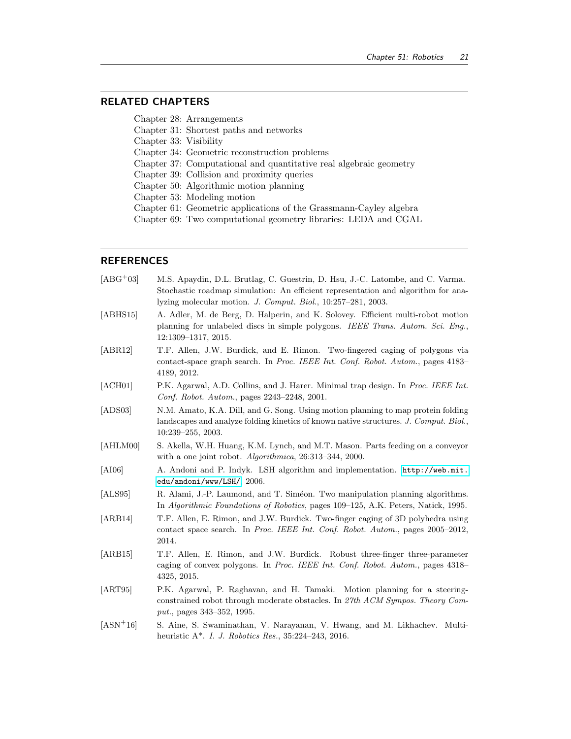## RELATED CHAPTERS

Chapter 28: Arrangements
Chapter 31: Shortest paths and networks
Chapter 33: Visibility
Chapter 34: Geometric reconstruction problems
Chapter 37: Computational and quantitative real algebraic geometry
Chapter 39: Collision and proximity queries
Chapter 50: Algorithmic motion planning
Chapter 53: Modeling motion
Chapter 61: Geometric applications of the Grassmann-Cayley algebra
Chapter 69: Two computational geometry libraries: LEDA and CGAL

## REFERENCES

[ABG+03] M.S. Apaydin, D.L. Brutlag, C. Guestrin, D. Hsu, J.-C. Latombe, and C. Varma. Stochastic roadmap simulation: An efficient representation and algorithm for analyzing molecular motion. *J. Comput. Biol.*, 10:257–281, 2003.

[ABHS15] A. Adler, M. de Berg, D. Halperin, and K. Solovey. Efficient multi-robot motion planning for unlabeled discs in simple polygons. *IEEE Trans. Autom. Sci. Eng.*, 12:1309–1317, 2015.

[ABR12] T.F. Allen, J.W. Burdick, and E. Rimon. Two-fingered caging of polygons via contact-space graph search. In *Proc. IEEE Int. Conf. Robot. Autom.*, pages 4183–4189, 2012.

[ACH01] P.K. Agarwal, A.D. Collins, and J. Harer. Minimal trap design. In *Proc. IEEE Int. Conf. Robot. Autom.*, pages 2243–2248, 2001.

[ADS03] N.M. Amato, K.A. Dill, and G. Song. Using motion planning to map protein folding landscapes and analyze folding kinetics of known native structures. *J. Comput. Biol.*, 10:239–255, 2003.

[AHLM00] S. Akella, W.H. Huang, K.M. Lynch, and M.T. Mason. Parts feeding on a conveyor with a one joint robot. *Algorithmica*, 26:313–344, 2000.

[AI06] A. Andoni and P. Indyk. LSH algorithm and implementation. `http://web.mit.edu/andoni/www/LSH/`, 2006.

[ALS95] R. Alami, J.-P. Laumond, and T. Siméon. Two manipulation planning algorithms. In *Algorithmic Foundations of Robotics*, pages 109–125, A.K. Peters, Natick, 1995.

[ARB14] T.F. Allen, E. Rimon, and J.W. Burdick. Two-finger caging of 3D polyhedra using contact space search. In *Proc. IEEE Int. Conf. Robot. Autom.*, pages 2005–2012, 2014.

[ARB15] T.F. Allen, E. Rimon, and J.W. Burdick. Robust three-finger three-parameter caging of convex polygons. In *Proc. IEEE Int. Conf. Robot. Autom.*, pages 4318–4325, 2015.

[ART95] P.K. Agarwal, P. Raghavan, and H. Tamaki. Motion planning for a steering-constrained robot through moderate obstacles. In *27th ACM Sympos. Theory Comput.*, pages 343–352, 1995.

[ASN+16] S. Aine, S. Swaminathan, V. Narayanan, V. Hwang, and M. Likhachev. Multi-heuristic A*. *I. J. Robotics Res.*, 35:224–243, 2016.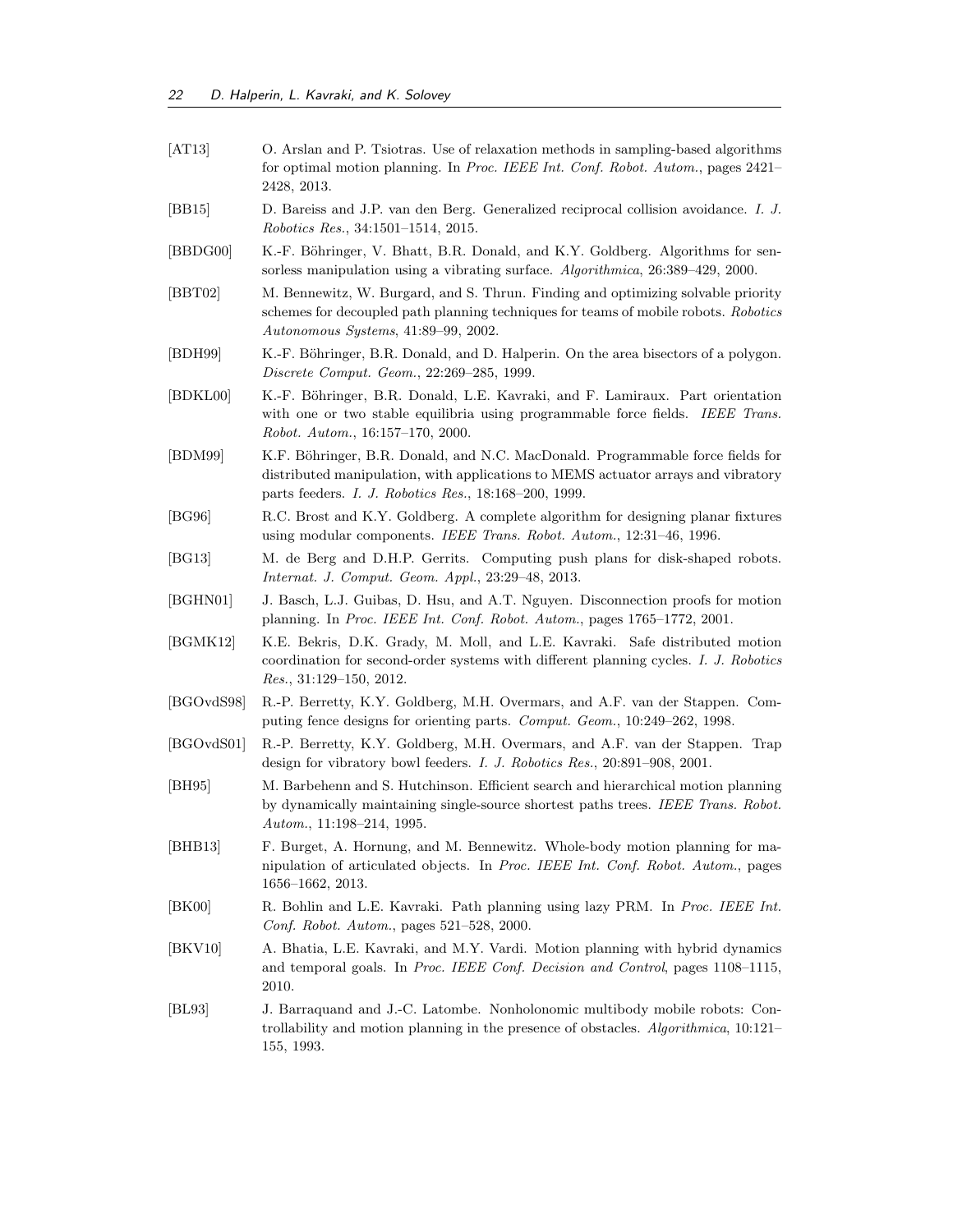[AT13] O. Arslan and P. Tsiotras. Use of relaxation methods in sampling-based algorithms for optimal motion planning. In *Proc. IEEE Int. Conf. Robot. Autom.*, pages 2421–2428, 2013.

[BB15] D. Bareiss and J.P. van den Berg. Generalized reciprocal collision avoidance. *I. J. Robotics Res.*, 34:1501–1514, 2015.

[BBDG00] K.-F. Böhringer, V. Bhatt, B.R. Donald, and K.Y. Goldberg. Algorithms for sensorless manipulation using a vibrating surface. *Algorithmica*, 26:389–429, 2000.

[BBT02] M. Bennewitz, W. Burgard, and S. Thrun. Finding and optimizing solvable priority schemes for decoupled path planning techniques for teams of mobile robots. *Robotics Autonomous Systems*, 41:89–99, 2002.

[BDH99] K.-F. Böhringer, B.R. Donald, and D. Halperin. On the area bisectors of a polygon. *Discrete Comput. Geom.*, 22:269–285, 1999.

[BDKL00] K.-F. Böhringer, B.R. Donald, L.E. Kavraki, and F. Lamiraux. Part orientation with one or two stable equilibria using programmable force fields. *IEEE Trans. Robot. Autom.*, 16:157–170, 2000.

[BDM99] K.F. Böhringer, B.R. Donald, and N.C. MacDonald. Programmable force fields for distributed manipulation, with applications to MEMS actuator arrays and vibratory parts feeders. *I. J. Robotics Res.*, 18:168–200, 1999.

[BG96] R.C. Brost and K.Y. Goldberg. A complete algorithm for designing planar fixtures using modular components. *IEEE Trans. Robot. Autom.*, 12:31–46, 1996.

[BG13] M. de Berg and D.H.P. Gerrits. Computing push plans for disk-shaped robots. *Internat. J. Comput. Geom. Appl.*, 23:29–48, 2013.

[BGHN01] J. Basch, L.J. Guibas, D. Hsu, and A.T. Nguyen. Disconnection proofs for motion planning. In *Proc. IEEE Int. Conf. Robot. Autom.*, pages 1765–1772, 2001.

[BGMK12] K.E. Bekris, D.K. Grady, M. Moll, and L.E. Kavraki. Safe distributed motion coordination for second-order systems with different planning cycles. *I. J. Robotics Res.*, 31:129–150, 2012.

[BGOvdS98] R.-P. Berretty, K.Y. Goldberg, M.H. Overmars, and A.F. van der Stappen. Computing fence designs for orienting parts. *Comput. Geom.*, 10:249–262, 1998.

[BGOvdS01] R.-P. Berretty, K.Y. Goldberg, M.H. Overmars, and A.F. van der Stappen. Trap design for vibratory bowl feeders. *I. J. Robotics Res.*, 20:891–908, 2001.

[BH95] M. Barbehenn and S. Hutchinson. Efficient search and hierarchical motion planning by dynamically maintaining single-source shortest paths trees. *IEEE Trans. Robot. Autom.*, 11:198–214, 1995.

[BHB13] F. Burget, A. Hornung, and M. Bennewitz. Whole-body motion planning for manipulation of articulated objects. In *Proc. IEEE Int. Conf. Robot. Autom.*, pages 1656–1662, 2013.

[BK00] R. Bohlin and L.E. Kavraki. Path planning using lazy PRM. In *Proc. IEEE Int. Conf. Robot. Autom.*, pages 521–528, 2000.

[BKV10] A. Bhatia, L.E. Kavraki, and M.Y. Vardi. Motion planning with hybrid dynamics and temporal goals. In *Proc. IEEE Conf. Decision and Control*, pages 1108–1115, 2010.

[BL93] J. Barraquand and J.-C. Latombe. Nonholonomic multibody mobile robots: Controllability and motion planning in the presence of obstacles. *Algorithmica*, 10:121–155, 1993.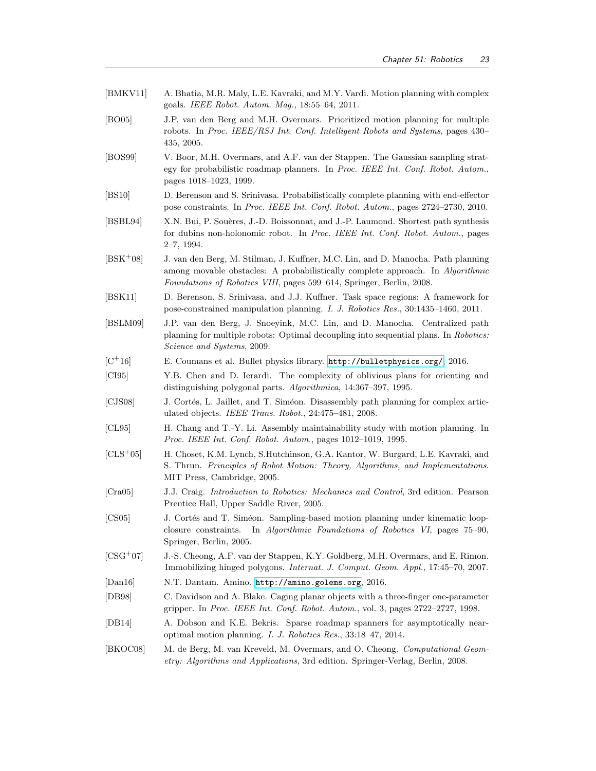[BMKV11] A. Bhatia, M.R. Maly, L.E. Kavraki, and M.Y. Vardi. Motion planning with complex goals. *IEEE Robot. Autom. Mag.*, 18:55–64, 2011.

[BO05] J.P. van den Berg and M.H. Overmars. Prioritized motion planning for multiple robots. In *Proc. IEEE/RSJ Int. Conf. Intelligent Robots and Systems*, pages 430–435, 2005.

[BOS99] V. Boor, M.H. Overmars, and A.F. van der Stappen. The Gaussian sampling strategy for probabilistic roadmap planners. In *Proc. IEEE Int. Conf. Robot. Autom.*, pages 1018–1023, 1999.

[BS10] D. Berenson and S. Srinivasa. Probabilistically complete planning with end-effector pose constraints. In *Proc. IEEE Int. Conf. Robot. Autom.*, pages 2724–2730, 2010.

[BSBL94] X.N. Bui, P. Souères, J.-D. Boissonnat, and J.-P. Laumond. Shortest path synthesis for dubins non-holonomic robot. In *Proc. IEEE Int. Conf. Robot. Autom.*, pages 2–7, 1994.

[BSK+08] J. van den Berg, M. Stilman, J. Kuffner, M.C. Lin, and D. Manocha. Path planning among movable obstacles: A probabilistically complete approach. In *Algorithmic Foundations of Robotics VIII*, pages 599–614, Springer, Berlin, 2008.

[BSK11] D. Berenson, S. Srinivasa, and J.J. Kuffner. Task space regions: A framework for pose-constrained manipulation planning. *I. J. Robotics Res.*, 30:1435–1460, 2011.

[BSLM09] J.P. van den Berg, J. Snoeyink, M.C. Lin, and D. Manocha. Centralized path planning for multiple robots: Optimal decoupling into sequential plans. In *Robotics: Science and Systems*, 2009.

[C+16] E. Coumans et al. Bullet physics library. http://bulletphysics.org/, 2016.

[CI95] Y.B. Chen and D. Ierardi. The complexity of oblivious plans for orienting and distinguishing polygonal parts. *Algorithmica*, 14:367–397, 1995.

[CJS08] J. Cortés, L. Jaillet, and T. Siméon. Disassembly path planning for complex articulated objects. *IEEE Trans. Robot.*, 24:475–481, 2008.

[CL95] H. Chang and T.-Y. Li. Assembly maintainability study with motion planning. In *Proc. IEEE Int. Conf. Robot. Autom.*, pages 1012–1019, 1995.

[CLS+05] H. Choset, K.M. Lynch, S.Hutchinson, G.A. Kantor, W. Burgard, L.E. Kavraki, and S. Thrun. *Principles of Robot Motion: Theory, Algorithms, and Implementations*. MIT Press, Cambridge, 2005.

[Cra05] J.J. Craig. *Introduction to Robotics: Mechanics and Control*, 3rd edition. Pearson Prentice Hall, Upper Saddle River, 2005.

[CS05] J. Cortés and T. Siméon. Sampling-based motion planning under kinematic loop-closure constraints. In *Algorithmic Foundations of Robotics VI*, pages 75–90, Springer, Berlin, 2005.

[CSG+07] J.-S. Cheong, A.F. van der Stappen, K.Y. Goldberg, M.H. Overmars, and E. Rimon. Immobilizing hinged polygons. *Internat. J. Comput. Geom. Appl.*, 17:45–70, 2007.

[Dan16] N.T. Dantam. Amino. http://amino.golems.org, 2016.

[DB98] C. Davidson and A. Blake. Caging planar objects with a three-finger one-parameter gripper. In *Proc. IEEE Int. Conf. Robot. Autom.*, vol. 3, pages 2722–2727, 1998.

[DB14] A. Dobson and K.E. Bekris. Sparse roadmap spanners for asymptotically near-optimal motion planning. *I. J. Robotics Res.*, 33:18–47, 2014.

[BKOC08] M. de Berg, M. van Kreveld, M. Overmars, and O. Cheong. *Computational Geometry: Algorithms and Applications*, 3rd edition. Springer-Verlag, Berlin, 2008.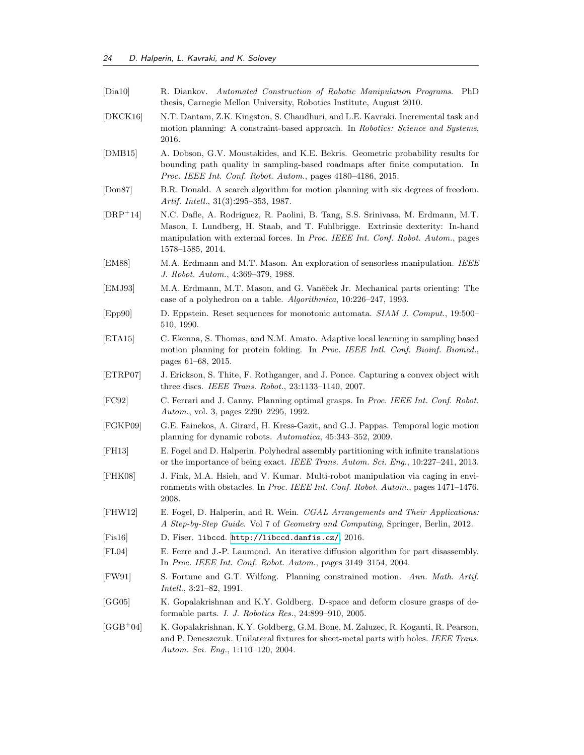[Dia10] R. Diankov. *Automated Construction of Robotic Manipulation Programs*. PhD thesis, Carnegie Mellon University, Robotics Institute, August 2010.

[DKCK16] N.T. Dantam, Z.K. Kingston, S. Chaudhuri, and L.E. Kavraki. Incremental task and motion planning: A constraint-based approach. In *Robotics: Science and Systems*, 2016.

[DMB15] A. Dobson, G.V. Moustakides, and K.E. Bekris. Geometric probability results for bounding path quality in sampling-based roadmaps after finite computation. In *Proc. IEEE Int. Conf. Robot. Autom.*, pages 4180–4186, 2015.

[Don87] B.R. Donald. A search algorithm for motion planning with six degrees of freedom. *Artif. Intell.*, 31(3):295–353, 1987.

[DRP+14] N.C. Dafle, A. Rodriguez, R. Paolini, B. Tang, S.S. Srinivasa, M. Erdmann, M.T. Mason, I. Lundberg, H. Staab, and T. Fuhlbrigge. Extrinsic dexterity: In-hand manipulation with external forces. In *Proc. IEEE Int. Conf. Robot. Autom.*, pages 1578–1585, 2014.

[EM88] M.A. Erdmann and M.T. Mason. An exploration of sensorless manipulation. *IEEE J. Robot. Autom.*, 4:369–379, 1988.

[EMJ93] M.A. Erdmann, M.T. Mason, and G. Vaněček Jr. Mechanical parts orienting: The case of a polyhedron on a table. *Algorithmica*, 10:226–247, 1993.

[Epp90] D. Eppstein. Reset sequences for monotonic automata. *SIAM J. Comput.*, 19:500–510, 1990.

[ETA15] C. Ekenna, S. Thomas, and N.M. Amato. Adaptive local learning in sampling based motion planning for protein folding. In *Proc. IEEE Intl. Conf. Bioinf. Biomed.*, pages 61–68, 2015.

[ETRP07] J. Erickson, S. Thite, F. Rothganger, and J. Ponce. Capturing a convex object with three discs. *IEEE Trans. Robot.*, 23:1133–1140, 2007.

[FC92] C. Ferrari and J. Canny. Planning optimal grasps. In *Proc. IEEE Int. Conf. Robot. Autom.*, vol. 3, pages 2290–2295, 1992.

[FGKP09] G.E. Fainekos, A. Girard, H. Kress-Gazit, and G.J. Pappas. Temporal logic motion planning for dynamic robots. *Automatica*, 45:343–352, 2009.

[FH13] E. Fogel and D. Halperin. Polyhedral assembly partitioning with infinite translations or the importance of being exact. *IEEE Trans. Autom. Sci. Eng.*, 10:227–241, 2013.

[FHK08] J. Fink, M.A. Hsieh, and V. Kumar. Multi-robot manipulation via caging in environments with obstacles. In *Proc. IEEE Int. Conf. Robot. Autom.*, pages 1471–1476, 2008.

[FHW12] E. Fogel, D. Halperin, and R. Wein. *CGAL Arrangements and Their Applications: A Step-by-Step Guide*. Vol 7 of *Geometry and Computing*, Springer, Berlin, 2012.

[Fis16] D. Fiser. `libccd`. `http://libccd.danfis.cz/`, 2016.

[FL04] E. Ferre and J.-P. Laumond. An iterative diffusion algorithm for part disassembly. In *Proc. IEEE Int. Conf. Robot. Autom.*, pages 3149–3154, 2004.

[FW91] S. Fortune and G.T. Wilfong. Planning constrained motion. *Ann. Math. Artif. Intell.*, 3:21–82, 1991.

[GG05] K. Gopalakrishnan and K.Y. Goldberg. D-space and deform closure grasps of deformable parts. *I. J. Robotics Res.*, 24:899–910, 2005.

[GGB+04] K. Gopalakrishnan, K.Y. Goldberg, G.M. Bone, M. Zaluzec, R. Koganti, R. Pearson, and P. Deneszczuk. Unilateral fixtures for sheet-metal parts with holes. *IEEE Trans. Autom. Sci. Eng.*, 1:110–120, 2004.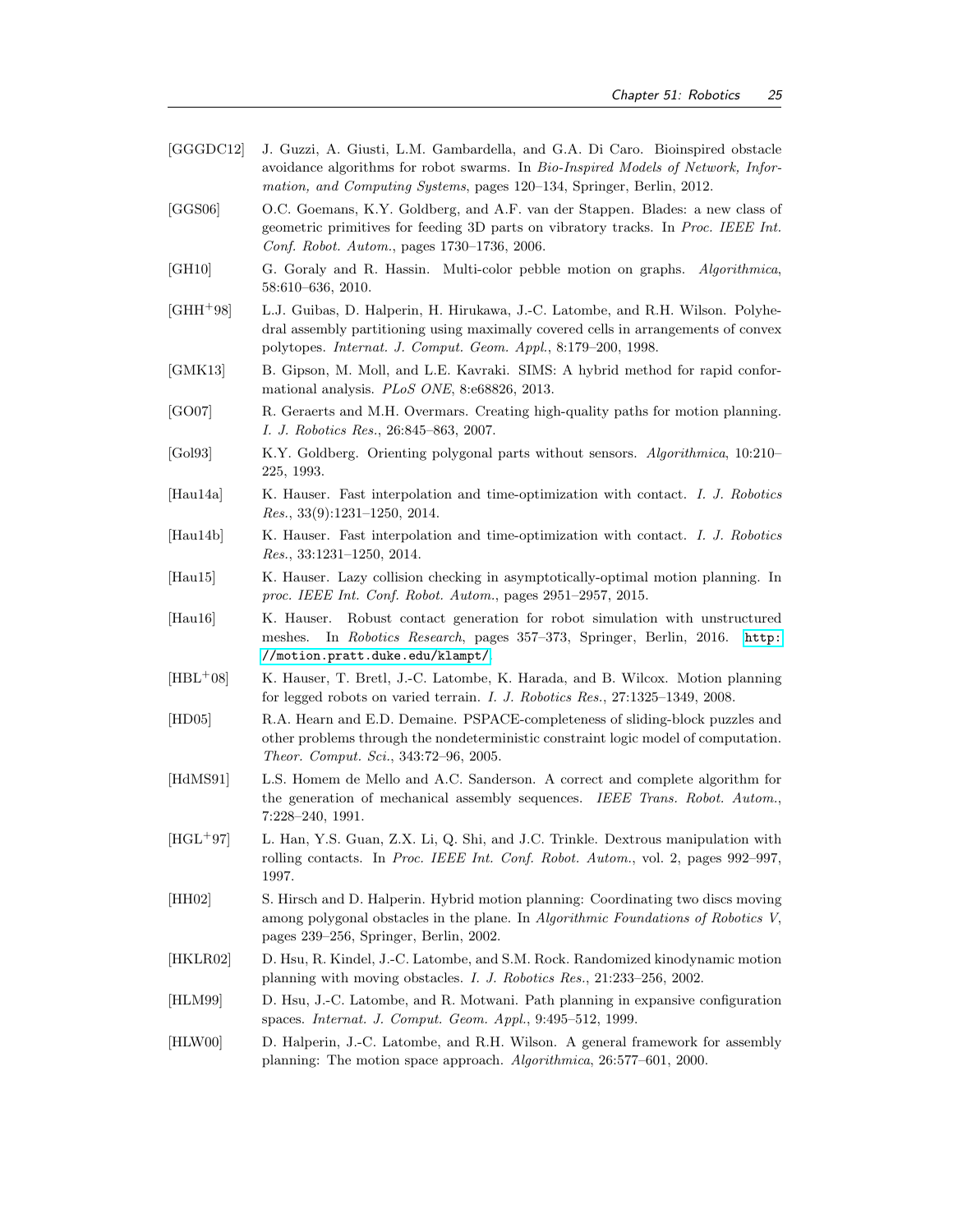[GGGDC12] J. Guzzi, A. Giusti, L.M. Gambardella, and G.A. Di Caro. Bioinspired obstacle avoidance algorithms for robot swarms. In *Bio-Inspired Models of Network, Information, and Computing Systems*, pages 120–134, Springer, Berlin, 2012.

[GGS06] O.C. Goemans, K.Y. Goldberg, and A.F. van der Stappen. Blades: a new class of geometric primitives for feeding 3D parts on vibratory tracks. In *Proc. IEEE Int. Conf. Robot. Autom.*, pages 1730–1736, 2006.

[GH10] G. Goraly and R. Hassin. Multi-color pebble motion on graphs. *Algorithmica*, 58:610–636, 2010.

[GHH+98] L.J. Guibas, D. Halperin, H. Hirukawa, J.-C. Latombe, and R.H. Wilson. Polyhedral assembly partitioning using maximally covered cells in arrangements of convex polytopes. *Internat. J. Comput. Geom. Appl.*, 8:179–200, 1998.

[GMK13] B. Gipson, M. Moll, and L.E. Kavraki. SIMS: A hybrid method for rapid conformational analysis. *PLoS ONE*, 8:e68826, 2013.

[GO07] R. Geraerts and M.H. Overmars. Creating high-quality paths for motion planning. *I. J. Robotics Res.*, 26:845–863, 2007.

[Gol93] K.Y. Goldberg. Orienting polygonal parts without sensors. *Algorithmica*, 10:210–225, 1993.

[Hau14a] K. Hauser. Fast interpolation and time-optimization with contact. *I. J. Robotics Res.*, 33(9):1231–1250, 2014.

[Hau14b] K. Hauser. Fast interpolation and time-optimization with contact. *I. J. Robotics Res.*, 33:1231–1250, 2014.

[Hau15] K. Hauser. Lazy collision checking in asymptotically-optimal motion planning. In *proc. IEEE Int. Conf. Robot. Autom.*, pages 2951–2957, 2015.

[Hau16] K. Hauser. Robust contact generation for robot simulation with unstructured meshes. In *Robotics Research*, pages 357–373, Springer, Berlin, 2016. http://motion.pratt.duke.edu/klampt/

[HBL+08] K. Hauser, T. Bretl, J.-C. Latombe, K. Harada, and B. Wilcox. Motion planning for legged robots on varied terrain. *I. J. Robotics Res.*, 27:1325–1349, 2008.

[HD05] R.A. Hearn and E.D. Demaine. PSPACE-completeness of sliding-block puzzles and other problems through the nondeterministic constraint logic model of computation. *Theor. Comput. Sci.*, 343:72–96, 2005.

[HdMS91] L.S. Homem de Mello and A.C. Sanderson. A correct and complete algorithm for the generation of mechanical assembly sequences. *IEEE Trans. Robot. Autom.*, 7:228–240, 1991.

[HGL+97] L. Han, Y.S. Guan, Z.X. Li, Q. Shi, and J.C. Trinkle. Dextrous manipulation with rolling contacts. In *Proc. IEEE Int. Conf. Robot. Autom.*, vol. 2, pages 992–997, 1997.

[HH02] S. Hirsch and D. Halperin. Hybrid motion planning: Coordinating two discs moving among polygonal obstacles in the plane. In *Algorithmic Foundations of Robotics V*, pages 239–256, Springer, Berlin, 2002.

[HKLR02] D. Hsu, R. Kindel, J.-C. Latombe, and S.M. Rock. Randomized kinodynamic motion planning with moving obstacles. *I. J. Robotics Res.*, 21:233–256, 2002.

[HLM99] D. Hsu, J.-C. Latombe, and R. Motwani. Path planning in expansive configuration spaces. *Internat. J. Comput. Geom. Appl.*, 9:495–512, 1999.

[HLW00] D. Halperin, J.-C. Latombe, and R.H. Wilson. A general framework for assembly planning: The motion space approach. *Algorithmica*, 26:577–601, 2000.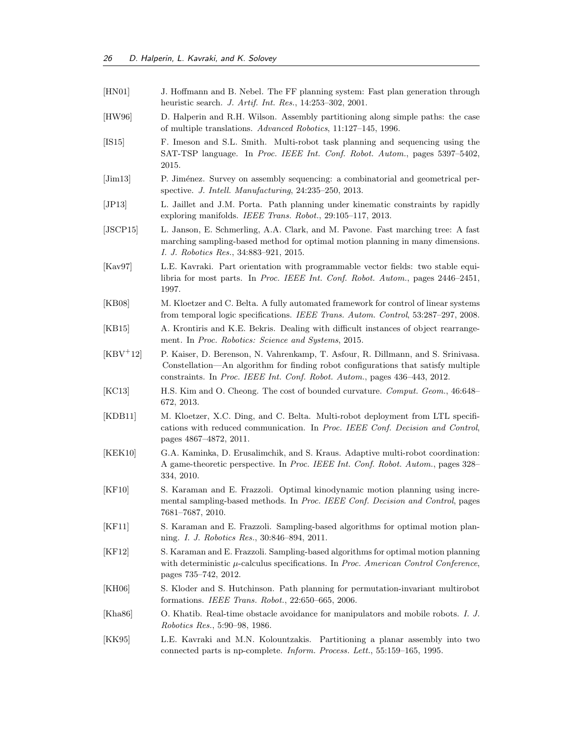[HN01] J. Hoffmann and B. Nebel. The FF planning system: Fast plan generation through heuristic search. *J. Artif. Int. Res.*, 14:253–302, 2001.

[HW96] D. Halperin and R.H. Wilson. Assembly partitioning along simple paths: the case of multiple translations. *Advanced Robotics*, 11:127–145, 1996.

[IS15] F. Imeson and S.L. Smith. Multi-robot task planning and sequencing using the SAT-TSP language. In *Proc. IEEE Int. Conf. Robot. Autom.*, pages 5397–5402, 2015.

[Jim13] P. Jiménez. Survey on assembly sequencing: a combinatorial and geometrical perspective. *J. Intell. Manufacturing*, 24:235–250, 2013.

[JP13] L. Jaillet and J.M. Porta. Path planning under kinematic constraints by rapidly exploring manifolds. *IEEE Trans. Robot.*, 29:105–117, 2013.

[JSCP15] L. Janson, E. Schmerling, A.A. Clark, and M. Pavone. Fast marching tree: A fast marching sampling-based method for optimal motion planning in many dimensions. *I. J. Robotics Res.*, 34:883–921, 2015.

[Kav97] L.E. Kavraki. Part orientation with programmable vector fields: two stable equilibria for most parts. In *Proc. IEEE Int. Conf. Robot. Autom.*, pages 2446–2451, 1997.

[KB08] M. Kloetzer and C. Belta. A fully automated framework for control of linear systems from temporal logic specifications. *IEEE Trans. Autom. Control*, 53:287–297, 2008.

[KB15] A. Krontiris and K.E. Bekris. Dealing with difficult instances of object rearrangement. In *Proc. Robotics: Science and Systems*, 2015.

[KBV+12] P. Kaiser, D. Berenson, N. Vahrenkamp, T. Asfour, R. Dillmann, and S. Srinivasa. Constellation—An algorithm for finding robot configurations that satisfy multiple constraints. In *Proc. IEEE Int. Conf. Robot. Autom.*, pages 436–443, 2012.

[KC13] H.S. Kim and O. Cheong. The cost of bounded curvature. *Comput. Geom.*, 46:648–672, 2013.

[KDB11] M. Kloetzer, X.C. Ding, and C. Belta. Multi-robot deployment from LTL specifications with reduced communication. In *Proc. IEEE Conf. Decision and Control*, pages 4867–4872, 2011.

[KEK10] G.A. Kaminka, D. Erusalimchik, and S. Kraus. Adaptive multi-robot coordination: A game-theoretic perspective. In *Proc. IEEE Int. Conf. Robot. Autom.*, pages 328–334, 2010.

[KF10] S. Karaman and E. Frazzoli. Optimal kinodynamic motion planning using incremental sampling-based methods. In *Proc. IEEE Conf. Decision and Control*, pages 7681–7687, 2010.

[KF11] S. Karaman and E. Frazzoli. Sampling-based algorithms for optimal motion planning. *I. J. Robotics Res.*, 30:846–894, 2011.

[KF12] S. Karaman and E. Frazzoli. Sampling-based algorithms for optimal motion planning with deterministic $\mu$-calculus specifications. In *Proc. American Control Conference*, pages 735–742, 2012.

[KH06] S. Kloder and S. Hutchinson. Path planning for permutation-invariant multirobot formations. *IEEE Trans. Robot.*, 22:650–665, 2006.

[Kha86] O. Khatib. Real-time obstacle avoidance for manipulators and mobile robots. *I. J. Robotics Res.*, 5:90–98, 1986.

[KK95] L.E. Kavraki and M.N. Kolountzakis. Partitioning a planar assembly into two connected parts is np-complete. *Inform. Process. Lett.*, 55:159–165, 1995.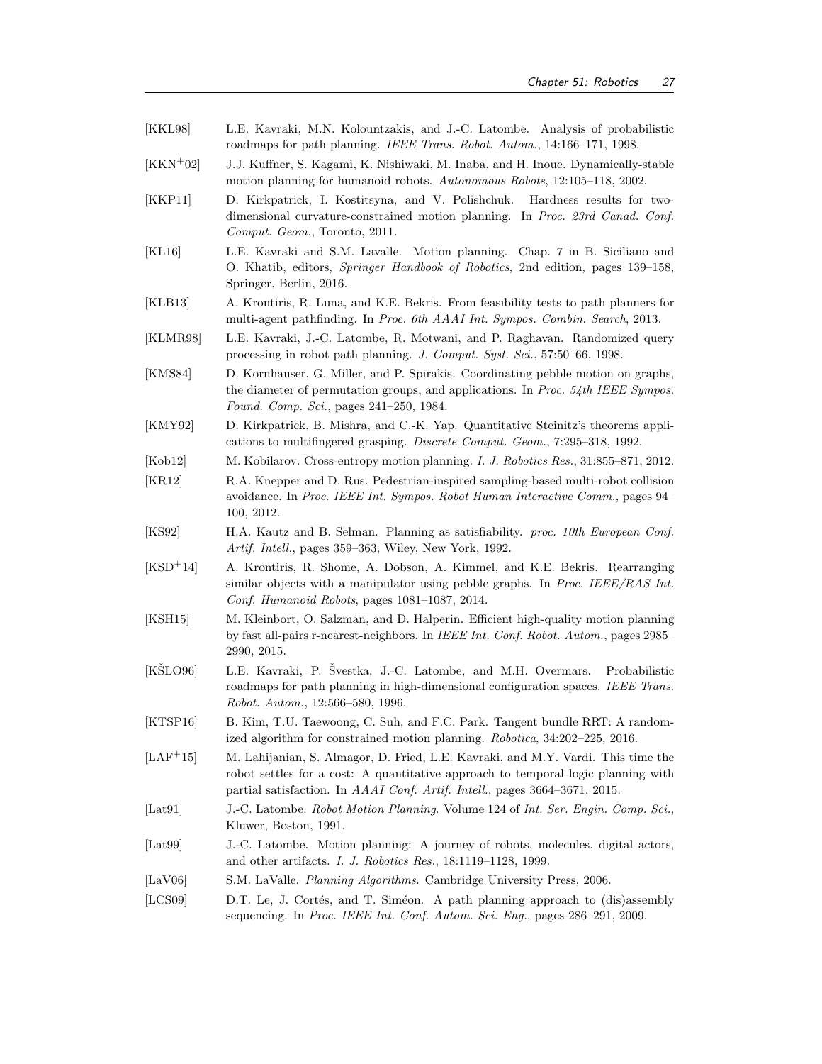[KKL98] L.E. Kavraki, M.N. Kolountzakis, and J.-C. Latombe. Analysis of probabilistic roadmaps for path planning. *IEEE Trans. Robot. Autom.*, 14:166–171, 1998.

[KKN+02] J.J. Kuffner, S. Kagami, K. Nishiwaki, M. Inaba, and H. Inoue. Dynamically-stable motion planning for humanoid robots. *Autonomous Robots*, 12:105–118, 2002.

[KKP11] D. Kirkpatrick, I. Kostitsyna, and V. Polishchuk. Hardness results for two-dimensional curvature-constrained motion planning. In *Proc. 23rd Canad. Conf. Comput. Geom.*, Toronto, 2011.

[KL16] L.E. Kavraki and S.M. Lavalle. Motion planning. Chap. 7 in B. Siciliano and O. Khatib, editors, *Springer Handbook of Robotics*, 2nd edition, pages 139–158, Springer, Berlin, 2016.

[KLB13] A. Krontiris, R. Luna, and K.E. Bekris. From feasibility tests to path planners for multi-agent pathfinding. In *Proc. 6th AAAI Int. Sympos. Combin. Search*, 2013.

[KLMR98] L.E. Kavraki, J.-C. Latombe, R. Motwani, and P. Raghavan. Randomized query processing in robot path planning. *J. Comput. Syst. Sci.*, 57:50–66, 1998.

[KMS84] D. Kornhauser, G. Miller, and P. Spirakis. Coordinating pebble motion on graphs, the diameter of permutation groups, and applications. In *Proc. 54th IEEE Sympos. Found. Comp. Sci.*, pages 241–250, 1984.

[KMY92] D. Kirkpatrick, B. Mishra, and C.-K. Yap. Quantitative Steinitz's theorems applications to multifingered grasping. *Discrete Comput. Geom.*, 7:295–318, 1992.

[Kob12] M. Kobilarov. Cross-entropy motion planning. *I. J. Robotics Res.*, 31:855–871, 2012.

[KR12] R.A. Knepper and D. Rus. Pedestrian-inspired sampling-based multi-robot collision avoidance. In *Proc. IEEE Int. Sympos. Robot Human Interactive Comm.*, pages 94–100, 2012.

[KS92] H.A. Kautz and B. Selman. Planning as satisfiability. *proc. 10th European Conf. Artif. Intell.*, pages 359–363, Wiley, New York, 1992.

[KSD+14] A. Krontiris, R. Shome, A. Dobson, A. Kimmel, and K.E. Bekris. Rearranging similar objects with a manipulator using pebble graphs. In *Proc. IEEE/RAS Int. Conf. Humanoid Robots*, pages 1081–1087, 2014.

[KSH15] M. Kleinbort, O. Salzman, and D. Halperin. Efficient high-quality motion planning by fast all-pairs r-nearest-neighbors. In *IEEE Int. Conf. Robot. Autom.*, pages 2985–2990, 2015.

[KŠLO96] L.E. Kavraki, P. Švestka, J.-C. Latombe, and M.H. Overmars. Probabilistic roadmaps for path planning in high-dimensional configuration spaces. *IEEE Trans. Robot. Autom.*, 12:566–580, 1996.

[KTSP16] B. Kim, T.U. Taewoong, C. Suh, and F.C. Park. Tangent bundle RRT: A randomized algorithm for constrained motion planning. *Robotica*, 34:202–225, 2016.

[LAF+15] M. Lahijanian, S. Almagor, D. Fried, L.E. Kavraki, and M.Y. Vardi. This time the robot settles for a cost: A quantitative approach to temporal logic planning with partial satisfaction. In *AAAI Conf. Artif. Intell.*, pages 3664–3671, 2015.

[Lat91] J.-C. Latombe. *Robot Motion Planning*. Volume 124 of *Int. Ser. Engin. Comp. Sci.*, Kluwer, Boston, 1991.

[Lat99] J.-C. Latombe. Motion planning: A journey of robots, molecules, digital actors, and other artifacts. *I. J. Robotics Res.*, 18:1119–1128, 1999.

[LaV06] S.M. LaValle. *Planning Algorithms*. Cambridge University Press, 2006.

[LCS09] D.T. Le, J. Cortés, and T. Siméon. A path planning approach to (dis)assembly sequencing. In *Proc. IEEE Int. Conf. Autom. Sci. Eng.*, pages 286–291, 2009.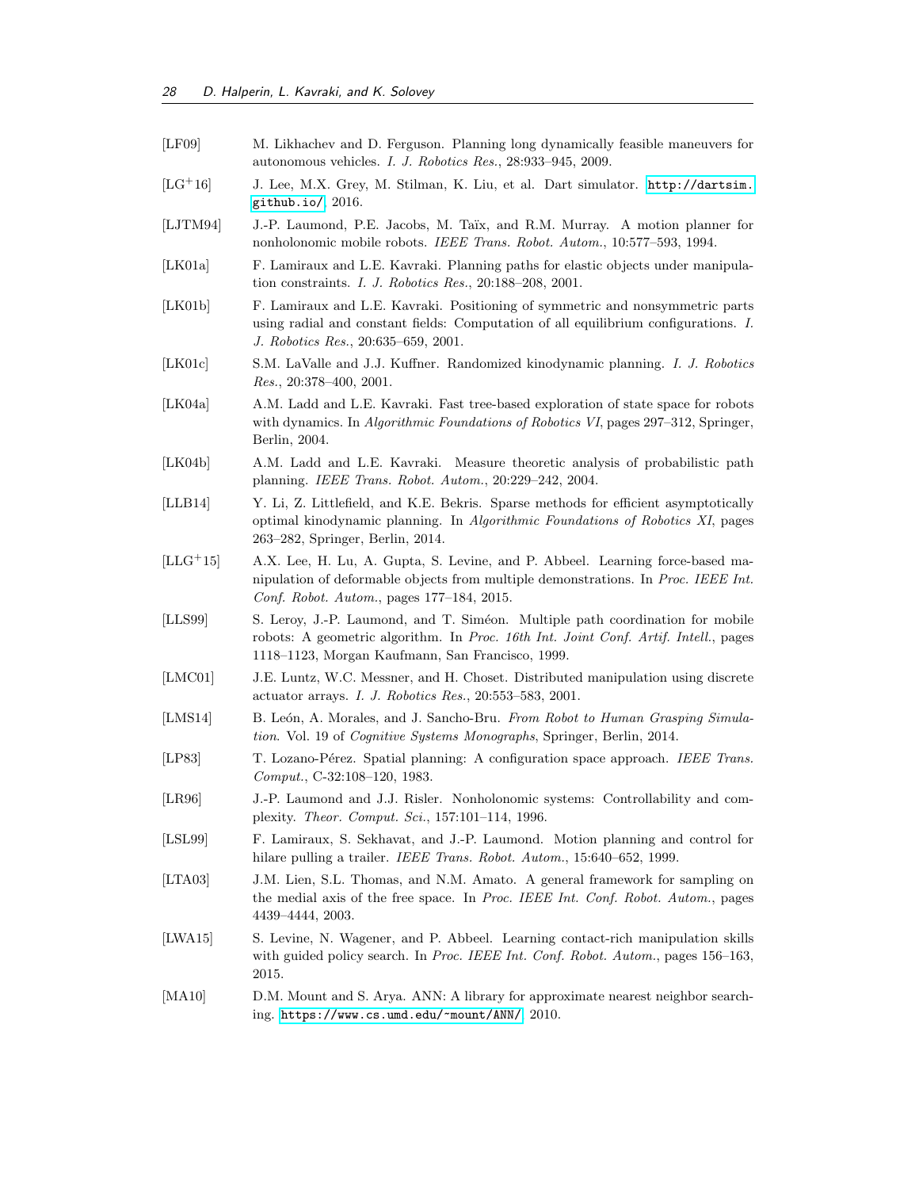[LF09] M. Likhachev and D. Ferguson. Planning long dynamically feasible maneuvers for autonomous vehicles. *I. J. Robotics Res.*, 28:933–945, 2009.

[LG+16] J. Lee, M.X. Grey, M. Stilman, K. Liu, et al. Dart simulator. http://dartsim.github.io/, 2016.

[LJTM94] J.-P. Laumond, P.E. Jacobs, M. Taïx, and R.M. Murray. A motion planner for nonholonomic mobile robots. *IEEE Trans. Robot. Autom.*, 10:577–593, 1994.

[LK01a] F. Lamiraux and L.E. Kavraki. Planning paths for elastic objects under manipulation constraints. *I. J. Robotics Res.*, 20:188–208, 2001.

[LK01b] F. Lamiraux and L.E. Kavraki. Positioning of symmetric and nonsymmetric parts using radial and constant fields: Computation of all equilibrium configurations. *I. J. Robotics Res.*, 20:635–659, 2001.

[LK01c] S.M. LaValle and J.J. Kuffner. Randomized kinodynamic planning. *I. J. Robotics Res.*, 20:378–400, 2001.

[LK04a] A.M. Ladd and L.E. Kavraki. Fast tree-based exploration of state space for robots with dynamics. In *Algorithmic Foundations of Robotics VI*, pages 297–312, Springer, Berlin, 2004.

[LK04b] A.M. Ladd and L.E. Kavraki. Measure theoretic analysis of probabilistic path planning. *IEEE Trans. Robot. Autom.*, 20:229–242, 2004.

[LLB14] Y. Li, Z. Littlefield, and K.E. Bekris. Sparse methods for efficient asymptotically optimal kinodynamic planning. In *Algorithmic Foundations of Robotics XI*, pages 263–282, Springer, Berlin, 2014.

[LLG+15] A.X. Lee, H. Lu, A. Gupta, S. Levine, and P. Abbeel. Learning force-based manipulation of deformable objects from multiple demonstrations. In *Proc. IEEE Int. Conf. Robot. Autom.*, pages 177–184, 2015.

[LLS99] S. Leroy, J.-P. Laumond, and T. Siméon. Multiple path coordination for mobile robots: A geometric algorithm. In *Proc. 16th Int. Joint Conf. Artif. Intell.*, pages 1118–1123, Morgan Kaufmann, San Francisco, 1999.

[LMC01] J.E. Luntz, W.C. Messner, and H. Choset. Distributed manipulation using discrete actuator arrays. *I. J. Robotics Res.*, 20:553–583, 2001.

[LMS14] B. León, A. Morales, and J. Sancho-Bru. *From Robot to Human Grasping Simulation*. Vol. 19 of *Cognitive Systems Monographs*, Springer, Berlin, 2014.

[LP83] T. Lozano-Pérez. Spatial planning: A configuration space approach. *IEEE Trans. Comput.*, C-32:108–120, 1983.

[LR96] J.-P. Laumond and J.J. Risler. Nonholonomic systems: Controllability and complexity. *Theor. Comput. Sci.*, 157:101–114, 1996.

[LSL99] F. Lamiraux, S. Sekhavat, and J.-P. Laumond. Motion planning and control for hilare pulling a trailer. *IEEE Trans. Robot. Autom.*, 15:640–652, 1999.

[LTA03] J.M. Lien, S.L. Thomas, and N.M. Amato. A general framework for sampling on the medial axis of the free space. In *Proc. IEEE Int. Conf. Robot. Autom.*, pages 4439–4444, 2003.

[LWA15] S. Levine, N. Wagener, and P. Abbeel. Learning contact-rich manipulation skills with guided policy search. In *Proc. IEEE Int. Conf. Robot. Autom.*, pages 156–163, 2015.

[MA10] D.M. Mount and S. Arya. ANN: A library for approximate nearest neighbor searching. https://www.cs.umd.edu/~mount/ANN/, 2010.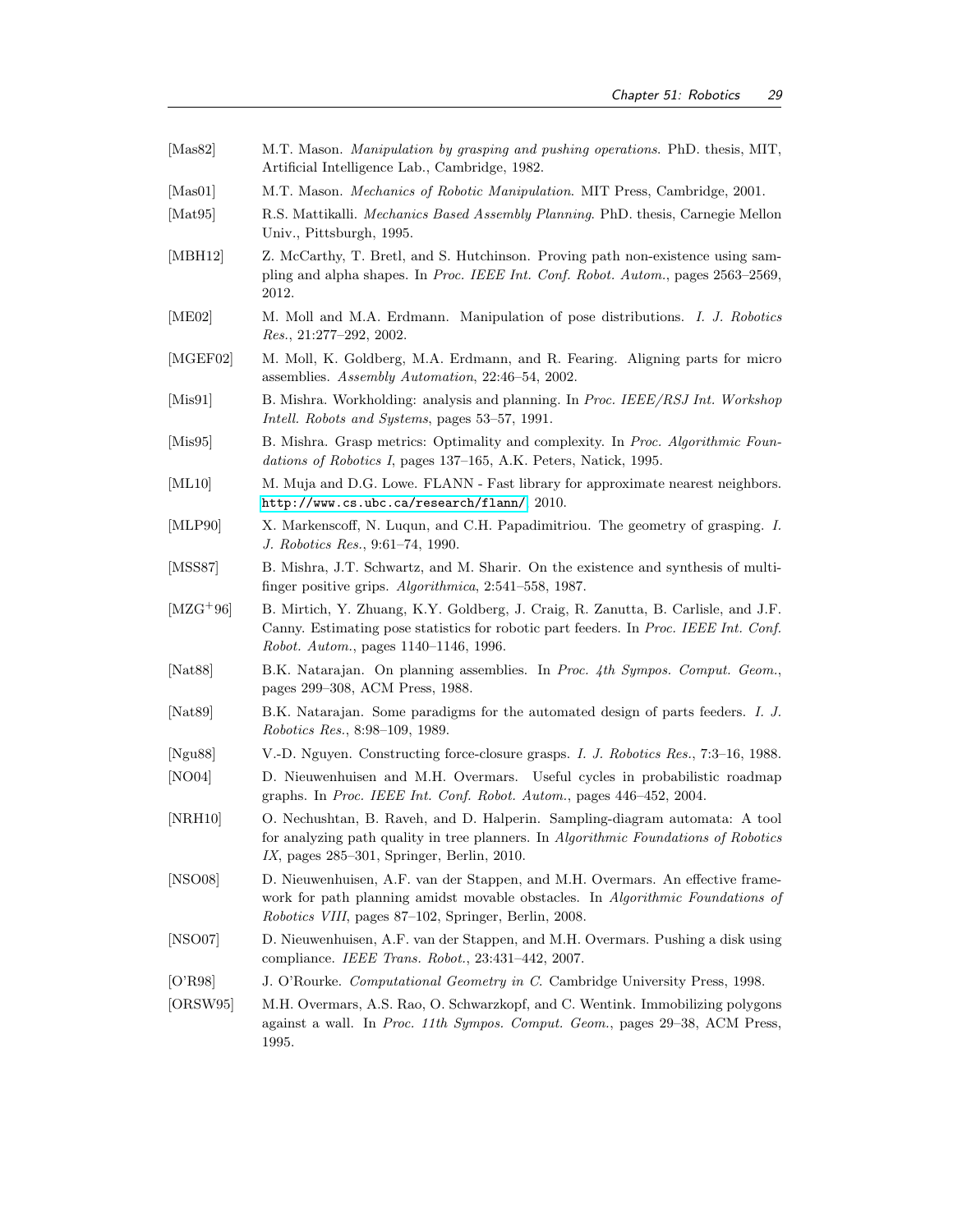[Mas82] M.T. Mason. *Manipulation by grasping and pushing operations*. PhD. thesis, MIT, Artificial Intelligence Lab., Cambridge, 1982.

[Mas01] M.T. Mason. *Mechanics of Robotic Manipulation*. MIT Press, Cambridge, 2001.

[Mat95] R.S. Mattikalli. *Mechanics Based Assembly Planning*. PhD. thesis, Carnegie Mellon Univ., Pittsburgh, 1995.

[MBH12] Z. McCarthy, T. Bretl, and S. Hutchinson. Proving path non-existence using sampling and alpha shapes. In *Proc. IEEE Int. Conf. Robot. Autom.*, pages 2563–2569, 2012.

[ME02] M. Moll and M.A. Erdmann. Manipulation of pose distributions. *I. J. Robotics Res.*, 21:277–292, 2002.

[MGEF02] M. Moll, K. Goldberg, M.A. Erdmann, and R. Fearing. Aligning parts for micro assemblies. *Assembly Automation*, 22:46–54, 2002.

[Mis91] B. Mishra. Workholding: analysis and planning. In *Proc. IEEE/RSJ Int. Workshop Intell. Robots and Systems*, pages 53–57, 1991.

[Mis95] B. Mishra. Grasp metrics: Optimality and complexity. In *Proc. Algorithmic Foundations of Robotics I*, pages 137–165, A.K. Peters, Natick, 1995.

[ML10] M. Muja and D.G. Lowe. FLANN - Fast library for approximate nearest neighbors. `http://www.cs.ubc.ca/research/flann/`, 2010.

[MLP90] X. Markenscoff, N. Luqun, and C.H. Papadimitriou. The geometry of grasping. *I. J. Robotics Res.*, 9:61–74, 1990.

[MSS87] B. Mishra, J.T. Schwartz, and M. Sharir. On the existence and synthesis of multifinger positive grips. *Algorithmica*, 2:541–558, 1987.

[MZG+96] B. Mirtich, Y. Zhuang, K.Y. Goldberg, J. Craig, R. Zanutta, B. Carlisle, and J.F. Canny. Estimating pose statistics for robotic part feeders. In *Proc. IEEE Int. Conf. Robot. Autom.*, pages 1140–1146, 1996.

[Nat88] B.K. Natarajan. On planning assemblies. In *Proc. 4th Sympos. Comput. Geom.*, pages 299–308, ACM Press, 1988.

[Nat89] B.K. Natarajan. Some paradigms for the automated design of parts feeders. *I. J. Robotics Res.*, 8:98–109, 1989.

[Ngu88] V.-D. Nguyen. Constructing force-closure grasps. *I. J. Robotics Res.*, 7:3–16, 1988.

[NO04] D. Nieuwenhuisen and M.H. Overmars. Useful cycles in probabilistic roadmap graphs. In *Proc. IEEE Int. Conf. Robot. Autom.*, pages 446–452, 2004.

[NRH10] O. Nechushtan, B. Raveh, and D. Halperin. Sampling-diagram automata: A tool for analyzing path quality in tree planners. In *Algorithmic Foundations of Robotics IX*, pages 285–301, Springer, Berlin, 2010.

[NSO08] D. Nieuwenhuisen, A.F. van der Stappen, and M.H. Overmars. An effective framework for path planning amidst movable obstacles. In *Algorithmic Foundations of Robotics VIII*, pages 87–102, Springer, Berlin, 2008.

[NSO07] D. Nieuwenhuisen, A.F. van der Stappen, and M.H. Overmars. Pushing a disk using compliance. *IEEE Trans. Robot.*, 23:431–442, 2007.

[O'R98] J. O'Rourke. *Computational Geometry in C*. Cambridge University Press, 1998.

[ORSW95] M.H. Overmars, A.S. Rao, O. Schwarzkopf, and C. Wentink. Immobilizing polygons against a wall. In *Proc. 11th Sympos. Comput. Geom.*, pages 29–38, ACM Press, 1995.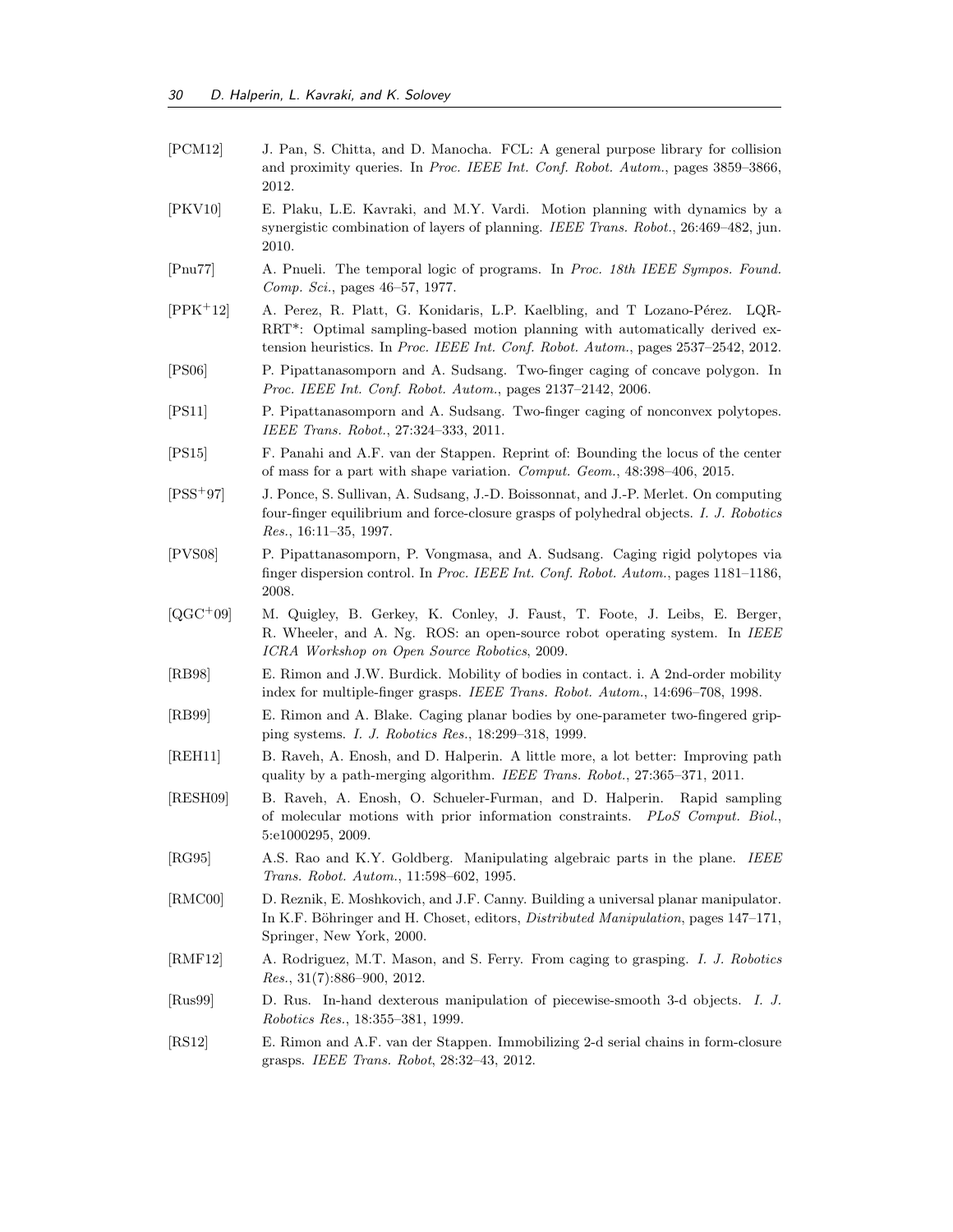[PCM12] J. Pan, S. Chitta, and D. Manocha. FCL: A general purpose library for collision and proximity queries. In *Proc. IEEE Int. Conf. Robot. Autom.*, pages 3859–3866, 2012.

[PKV10] E. Plaku, L.E. Kavraki, and M.Y. Vardi. Motion planning with dynamics by a synergistic combination of layers of planning. *IEEE Trans. Robot.*, 26:469–482, jun. 2010.

[Pnu77] A. Pnueli. The temporal logic of programs. In *Proc. 18th IEEE Sympos. Found. Comp. Sci.*, pages 46–57, 1977.

[PPK+12] A. Perez, R. Platt, G. Konidaris, L.P. Kaelbling, and T Lozano-Pérez. LQR-RRT*: Optimal sampling-based motion planning with automatically derived extension heuristics. In *Proc. IEEE Int. Conf. Robot. Autom.*, pages 2537–2542, 2012.

[PS06] P. Pipattanasomporn and A. Sudsang. Two-finger caging of concave polygon. In *Proc. IEEE Int. Conf. Robot. Autom.*, pages 2137–2142, 2006.

[PS11] P. Pipattanasomporn and A. Sudsang. Two-finger caging of nonconvex polytopes. *IEEE Trans. Robot.*, 27:324–333, 2011.

[PS15] F. Panahi and A.F. van der Stappen. Reprint of: Bounding the locus of the center of mass for a part with shape variation. *Comput. Geom.*, 48:398–406, 2015.

[PSS+97] J. Ponce, S. Sullivan, A. Sudsang, J.-D. Boissonnat, and J.-P. Merlet. On computing four-finger equilibrium and force-closure grasps of polyhedral objects. *I. J. Robotics Res.*, 16:11–35, 1997.

[PVS08] P. Pipattanasomporn, P. Vongmasa, and A. Sudsang. Caging rigid polytopes via finger dispersion control. In *Proc. IEEE Int. Conf. Robot. Autom.*, pages 1181–1186, 2008.

[QGC+09] M. Quigley, B. Gerkey, K. Conley, J. Faust, T. Foote, J. Leibs, E. Berger, R. Wheeler, and A. Ng. ROS: an open-source robot operating system. In *IEEE ICRA Workshop on Open Source Robotics*, 2009.

[RB98] E. Rimon and J.W. Burdick. Mobility of bodies in contact. i. A 2nd-order mobility index for multiple-finger grasps. *IEEE Trans. Robot. Autom.*, 14:696–708, 1998.

[RB99] E. Rimon and A. Blake. Caging planar bodies by one-parameter two-fingered gripping systems. *I. J. Robotics Res.*, 18:299–318, 1999.

[REH11] B. Raveh, A. Enosh, and D. Halperin. A little more, a lot better: Improving path quality by a path-merging algorithm. *IEEE Trans. Robot.*, 27:365–371, 2011.

[RESH09] B. Raveh, A. Enosh, O. Schueler-Furman, and D. Halperin. Rapid sampling of molecular motions with prior information constraints. *PLoS Comput. Biol.*, 5:e1000295, 2009.

[RG95] A.S. Rao and K.Y. Goldberg. Manipulating algebraic parts in the plane. *IEEE Trans. Robot. Autom.*, 11:598–602, 1995.

[RMC00] D. Reznik, E. Moshkovich, and J.F. Canny. Building a universal planar manipulator. In K.F. Böhringer and H. Choset, editors, *Distributed Manipulation*, pages 147–171, Springer, New York, 2000.

[RMF12] A. Rodriguez, M.T. Mason, and S. Ferry. From caging to grasping. *I. J. Robotics Res.*, 31(7):886–900, 2012.

[Rus99] D. Rus. In-hand dexterous manipulation of piecewise-smooth 3-d objects. *I. J. Robotics Res.*, 18:355–381, 1999.

[RS12] E. Rimon and A.F. van der Stappen. Immobilizing 2-d serial chains in form-closure grasps. *IEEE Trans. Robot*, 28:32–43, 2012.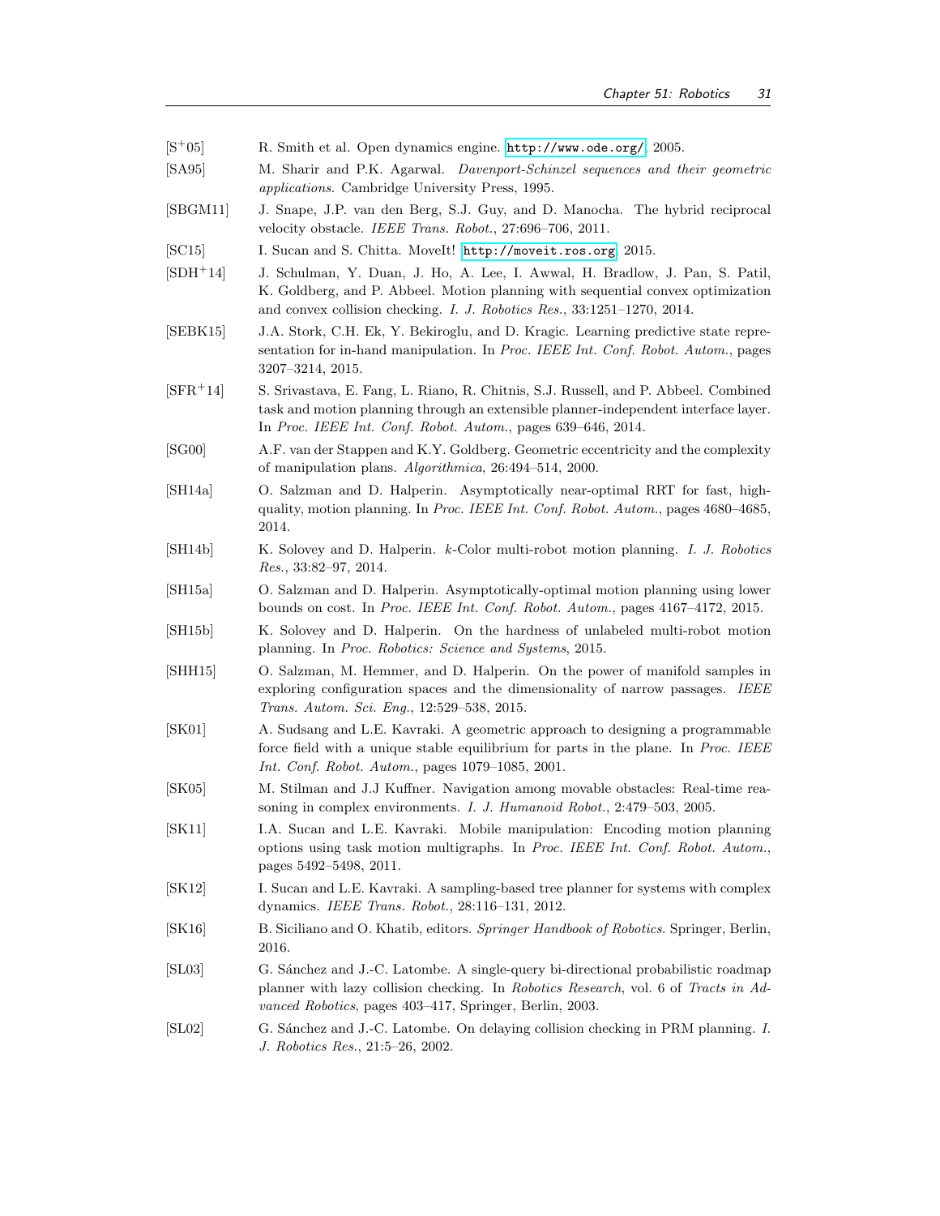[S[+]05] R. Smith et al. Open dynamics engine. http://www.ode.org/, 2005.

[SA95] M. Sharir and P.K. Agarwal. *Davenport-Schinzel sequences and their geometric applications*. Cambridge University Press, 1995.

[SBGM11] J. Snape, J.P. van den Berg, S.J. Guy, and D. Manocha. The hybrid reciprocal velocity obstacle. *IEEE Trans. Robot.*, 27:696–706, 2011.

[SC15] I. Sucan and S. Chitta. MoveIt! http://moveit.ros.org, 2015.

[SDH[+]14] J. Schulman, Y. Duan, J. Ho, A. Lee, I. Awwal, H. Bradlow, J. Pan, S. Patil, K. Goldberg, and P. Abbeel. Motion planning with sequential convex optimization and convex collision checking. *I. J. Robotics Res.*, 33:1251–1270, 2014.

[SEBK15] J.A. Stork, C.H. Ek, Y. Bekiroglu, and D. Kragic. Learning predictive state representation for in-hand manipulation. In *Proc. IEEE Int. Conf. Robot. Autom.*, pages 3207–3214, 2015.

[SFR[+]14] S. Srivastava, E. Fang, L. Riano, R. Chitnis, S.J. Russell, and P. Abbeel. Combined task and motion planning through an extensible planner-independent interface layer. In *Proc. IEEE Int. Conf. Robot. Autom.*, pages 639–646, 2014.

[SG00] A.F. van der Stappen and K.Y. Goldberg. Geometric eccentricity and the complexity of manipulation plans. *Algorithmica*, 26:494–514, 2000.

[SH14a] O. Salzman and D. Halperin. Asymptotically near-optimal RRT for fast, high-quality, motion planning. In *Proc. IEEE Int. Conf. Robot. Autom.*, pages 4680–4685, 2014.

[SH14b] K. Solovey and D. Halperin. $k$-Color multi-robot motion planning. *I. J. Robotics Res.*, 33:82–97, 2014.

[SH15a] O. Salzman and D. Halperin. Asymptotically-optimal motion planning using lower bounds on cost. In *Proc. IEEE Int. Conf. Robot. Autom.*, pages 4167–4172, 2015.

[SH15b] K. Solovey and D. Halperin. On the hardness of unlabeled multi-robot motion planning. In *Proc. Robotics: Science and Systems*, 2015.

[SHH15] O. Salzman, M. Hemmer, and D. Halperin. On the power of manifold samples in exploring configuration spaces and the dimensionality of narrow passages. *IEEE Trans. Autom. Sci. Eng.*, 12:529–538, 2015.

[SK01] A. Sudsang and L.E. Kavraki. A geometric approach to designing a programmable force field with a unique stable equilibrium for parts in the plane. In *Proc. IEEE Int. Conf. Robot. Autom.*, pages 1079–1085, 2001.

[SK05] M. Stilman and J.J Kuffner. Navigation among movable obstacles: Real-time reasoning in complex environments. *I. J. Humanoid Robot.*, 2:479–503, 2005.

[SK11] I.A. Sucan and L.E. Kavraki. Mobile manipulation: Encoding motion planning options using task motion multigraphs. In *Proc. IEEE Int. Conf. Robot. Autom.*, pages 5492–5498, 2011.

[SK12] I. Sucan and L.E. Kavraki. A sampling-based tree planner for systems with complex dynamics. *IEEE Trans. Robot.*, 28:116–131, 2012.

[SK16] B. Siciliano and O. Khatib, editors. *Springer Handbook of Robotics*. Springer, Berlin, 2016.

[SL03] G. Sánchez and J.-C. Latombe. A single-query bi-directional probabilistic roadmap planner with lazy collision checking. In *Robotics Research*, vol. 6 of *Tracts in Advanced Robotics*, pages 403–417, Springer, Berlin, 2003.

[SL02] G. Sánchez and J.-C. Latombe. On delaying collision checking in PRM planning. *I. J. Robotics Res.*, 21:5–26, 2002.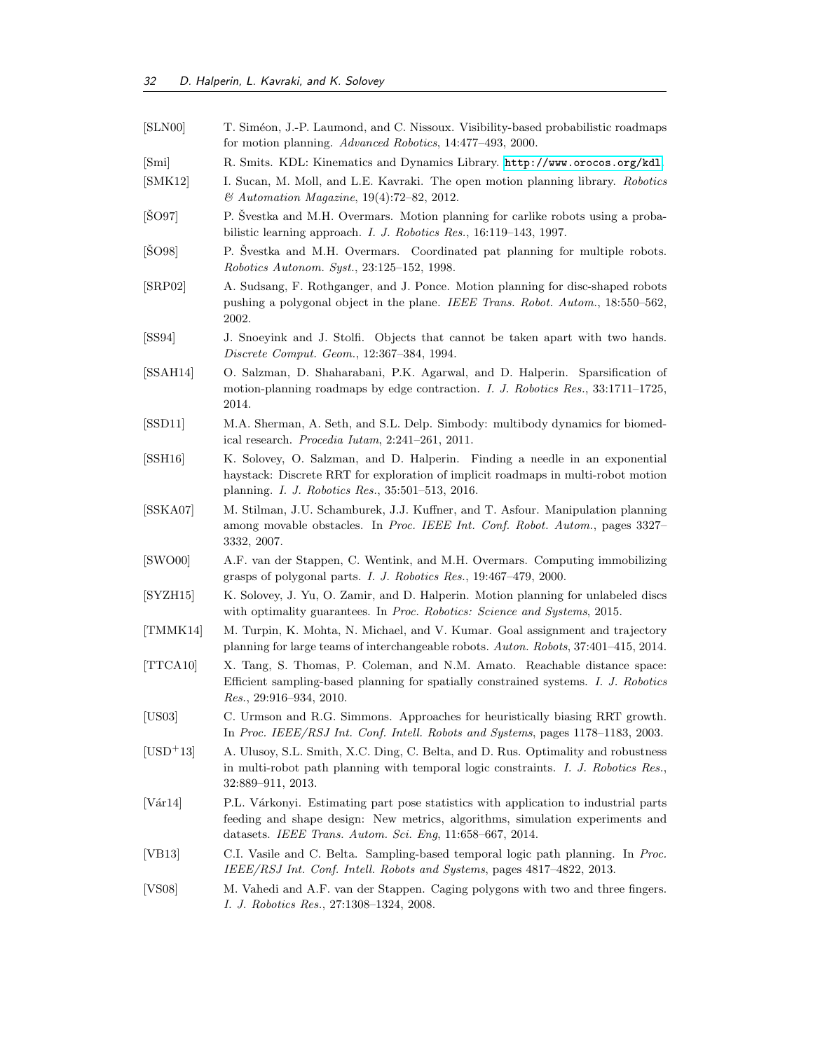[SLN00] T. Siméon, J.-P. Laumond, and C. Nissoux. Visibility-based probabilistic roadmaps for motion planning. *Advanced Robotics*, 14:477–493, 2000.

[Smi] R. Smits. KDL: Kinematics and Dynamics Library. http://www.orocos.org/kdl.

[SMK12] I. Sucan, M. Moll, and L.E. Kavraki. The open motion planning library. *Robotics & Automation Magazine*, 19(4):72–82, 2012.

[ŠO97] P. Švestka and M.H. Overmars. Motion planning for carlike robots using a probabilistic learning approach. *I. J. Robotics Res.*, 16:119–143, 1997.

[ŠO98] P. Švestka and M.H. Overmars. Coordinated pat planning for multiple robots. *Robotics Autonom. Syst.*, 23:125–152, 1998.

[SRP02] A. Sudsang, F. Rothganger, and J. Ponce. Motion planning for disc-shaped robots pushing a polygonal object in the plane. *IEEE Trans. Robot. Autom.*, 18:550–562, 2002.

[SS94] J. Snoeyink and J. Stolfi. Objects that cannot be taken apart with two hands. *Discrete Comput. Geom.*, 12:367–384, 1994.

[SSAH14] O. Salzman, D. Shaharabani, P.K. Agarwal, and D. Halperin. Sparsification of motion-planning roadmaps by edge contraction. *I. J. Robotics Res.*, 33:1711–1725, 2014.

[SSD11] M.A. Sherman, A. Seth, and S.L. Delp. Simbody: multibody dynamics for biomedical research. *Procedia Iutam*, 2:241–261, 2011.

[SSH16] K. Solovey, O. Salzman, and D. Halperin. Finding a needle in an exponential haystack: Discrete RRT for exploration of implicit roadmaps in multi-robot motion planning. *I. J. Robotics Res.*, 35:501–513, 2016.

[SSKA07] M. Stilman, J.U. Schamburek, J.J. Kuffner, and T. Asfour. Manipulation planning among movable obstacles. In *Proc. IEEE Int. Conf. Robot. Autom.*, pages 3327–3332, 2007.

[SWO00] A.F. van der Stappen, C. Wentink, and M.H. Overmars. Computing immobilizing grasps of polygonal parts. *I. J. Robotics Res.*, 19:467–479, 2000.

[SYZH15] K. Solovey, J. Yu, O. Zamir, and D. Halperin. Motion planning for unlabeled discs with optimality guarantees. In *Proc. Robotics: Science and Systems*, 2015.

[TMMK14] M. Turpin, K. Mohta, N. Michael, and V. Kumar. Goal assignment and trajectory planning for large teams of interchangeable robots. *Auton. Robots*, 37:401–415, 2014.

[TTCA10] X. Tang, S. Thomas, P. Coleman, and N.M. Amato. Reachable distance space: Efficient sampling-based planning for spatially constrained systems. *I. J. Robotics Res.*, 29:916–934, 2010.

[US03] C. Urmson and R.G. Simmons. Approaches for heuristically biasing RRT growth. In *Proc. IEEE/RSJ Int. Conf. Intell. Robots and Systems*, pages 1178–1183, 2003.

[USD+13] A. Ulusoy, S.L. Smith, X.C. Ding, C. Belta, and D. Rus. Optimality and robustness in multi-robot path planning with temporal logic constraints. *I. J. Robotics Res.*, 32:889–911, 2013.

[Vár14] P.L. Várkonyi. Estimating part pose statistics with application to industrial parts feeding and shape design: New metrics, algorithms, simulation experiments and datasets. *IEEE Trans. Autom. Sci. Eng*, 11:658–667, 2014.

[VB13] C.I. Vasile and C. Belta. Sampling-based temporal logic path planning. In *Proc. IEEE/RSJ Int. Conf. Intell. Robots and Systems*, pages 4817–4822, 2013.

[VS08] M. Vahedi and A.F. van der Stappen. Caging polygons with two and three fingers. *I. J. Robotics Res.*, 27:1308–1324, 2008.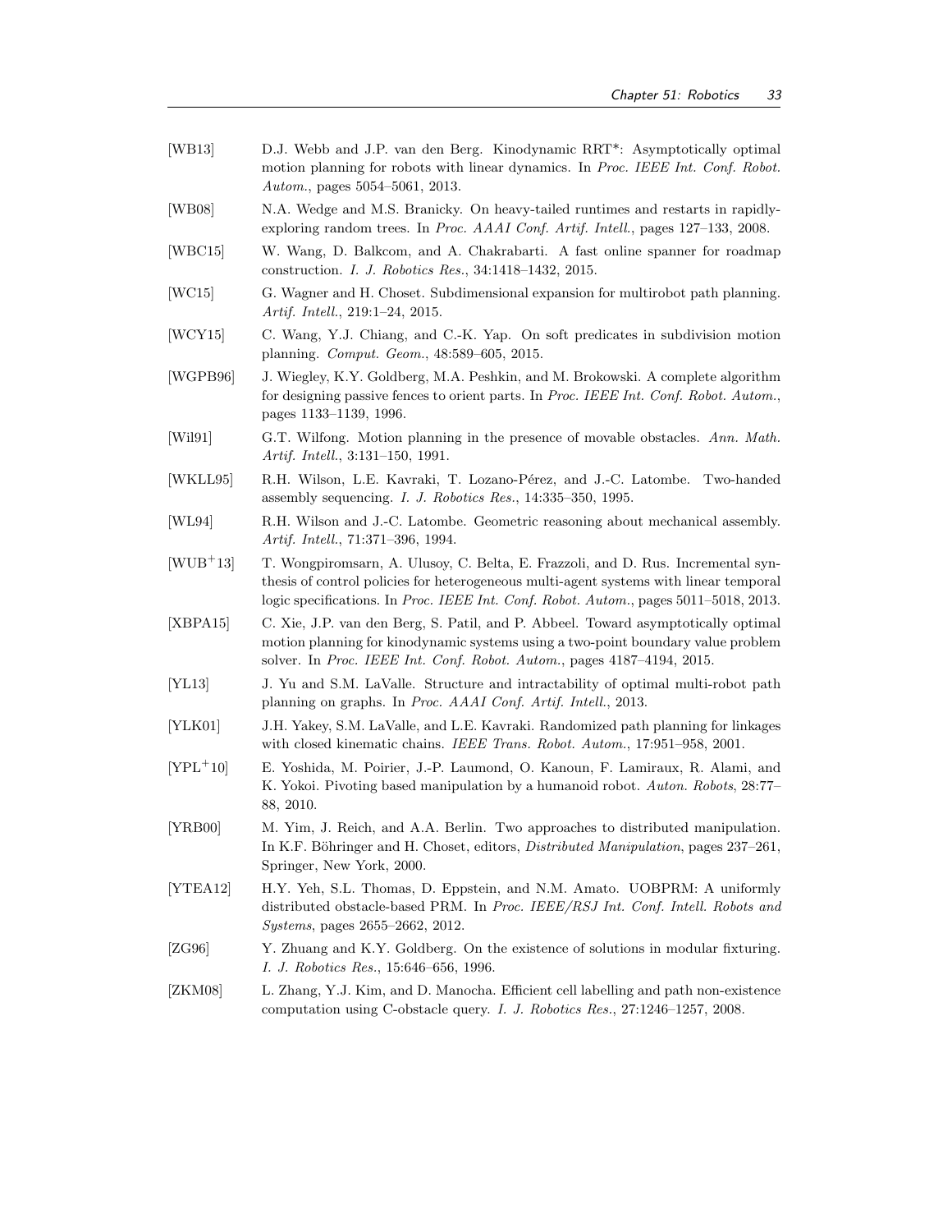[WB13] D.J. Webb and J.P. van den Berg. Kinodynamic RRT*: Asymptotically optimal motion planning for robots with linear dynamics. In *Proc. IEEE Int. Conf. Robot. Autom.*, pages 5054–5061, 2013.

[WB08] N.A. Wedge and M.S. Branicky. On heavy-tailed runtimes and restarts in rapidly-exploring random trees. In *Proc. AAAI Conf. Artif. Intell.*, pages 127–133, 2008.

[WBC15] W. Wang, D. Balkcom, and A. Chakrabarti. A fast online spanner for roadmap construction. *I. J. Robotics Res.*, 34:1418–1432, 2015.

[WC15] G. Wagner and H. Choset. Subdimensional expansion for multirobot path planning. *Artif. Intell.*, 219:1–24, 2015.

[WCY15] C. Wang, Y.J. Chiang, and C.-K. Yap. On soft predicates in subdivision motion planning. *Comput. Geom.*, 48:589–605, 2015.

[WGPB96] J. Wiegley, K.Y. Goldberg, M.A. Peshkin, and M. Brokowski. A complete algorithm for designing passive fences to orient parts. In *Proc. IEEE Int. Conf. Robot. Autom.*, pages 1133–1139, 1996.

[Wil91] G.T. Wilfong. Motion planning in the presence of movable obstacles. *Ann. Math. Artif. Intell.*, 3:131–150, 1991.

[WKLL95] R.H. Wilson, L.E. Kavraki, T. Lozano-Pérez, and J.-C. Latombe. Two-handed assembly sequencing. *I. J. Robotics Res.*, 14:335–350, 1995.

[WL94] R.H. Wilson and J.-C. Latombe. Geometric reasoning about mechanical assembly. *Artif. Intell.*, 71:371–396, 1994.

[WUB+13] T. Wongpiromsarn, A. Ulusoy, C. Belta, E. Frazzoli, and D. Rus. Incremental synthesis of control policies for heterogeneous multi-agent systems with linear temporal logic specifications. In *Proc. IEEE Int. Conf. Robot. Autom.*, pages 5011–5018, 2013.

[XBPA15] C. Xie, J.P. van den Berg, S. Patil, and P. Abbeel. Toward asymptotically optimal motion planning for kinodynamic systems using a two-point boundary value problem solver. In *Proc. IEEE Int. Conf. Robot. Autom.*, pages 4187–4194, 2015.

[YL13] J. Yu and S.M. LaValle. Structure and intractability of optimal multi-robot path planning on graphs. In *Proc. AAAI Conf. Artif. Intell.*, 2013.

[YLK01] J.H. Yakey, S.M. LaValle, and L.E. Kavraki. Randomized path planning for linkages with closed kinematic chains. *IEEE Trans. Robot. Autom.*, 17:951–958, 2001.

[YPL+10] E. Yoshida, M. Poirier, J.-P. Laumond, O. Kanoun, F. Lamiraux, R. Alami, and K. Yokoi. Pivoting based manipulation by a humanoid robot. *Auton. Robots*, 28:77–88, 2010.

[YRB00] M. Yim, J. Reich, and A.A. Berlin. Two approaches to distributed manipulation. In K.F. Böhringer and H. Choset, editors, *Distributed Manipulation*, pages 237–261, Springer, New York, 2000.

[YTEA12] H.Y. Yeh, S.L. Thomas, D. Eppstein, and N.M. Amato. UOBPRM: A uniformly distributed obstacle-based PRM. In *Proc. IEEE/RSJ Int. Conf. Intell. Robots and Systems*, pages 2655–2662, 2012.

[ZG96] Y. Zhuang and K.Y. Goldberg. On the existence of solutions in modular fixturing. *I. J. Robotics Res.*, 15:646–656, 1996.

[ZKM08] L. Zhang, Y.J. Kim, and D. Manocha. Efficient cell labelling and path non-existence computation using C-obstacle query. *I. J. Robotics Res.*, 27:1246–1257, 2008.